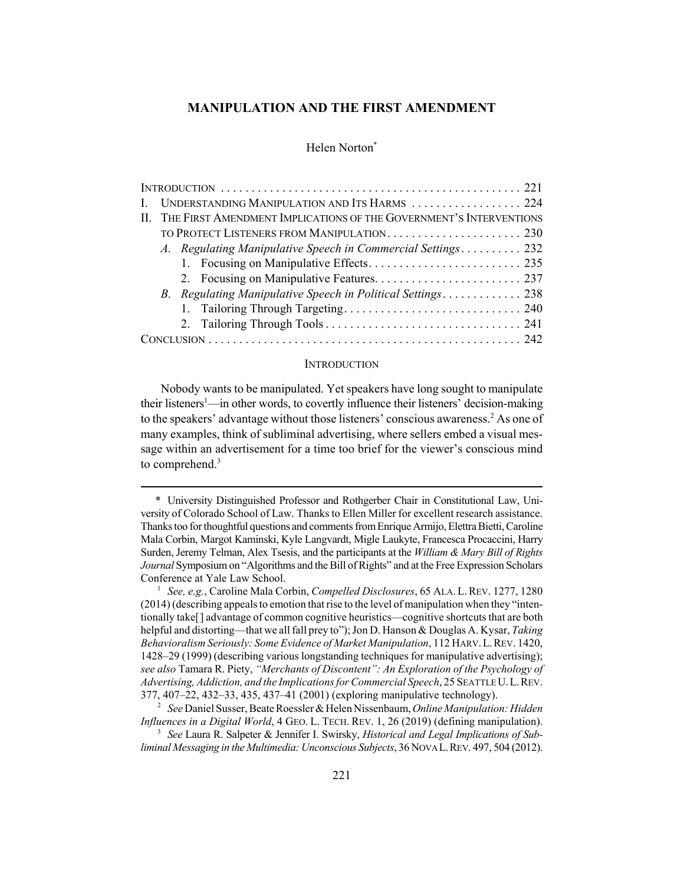# MANIPULATION AND THE FIRST AMENDMENT

Helen Norton*

INTRODUCTION . . . . . . . . . . . . . . . . . . . . . . . . . . . . . . . . . . . . . . . . . . . . . . . . 221
I. UNDERSTANDING MANIPULATION AND ITS HARMS . . . . . . . . . . . . . . . . . . 224
II. THE FIRST AMENDMENT IMPLICATIONS OF THE GOVERNMENT'S INTERVENTIONS TO PROTECT LISTENERS FROM MANIPULATION . . . . . . . . . . . . . . . . . . . . . . 230
   *A. Regulating Manipulative Speech in Commercial Settings* . . . . . . . . . . 232
      1. Focusing on Manipulative Effects . . . . . . . . . . . . . . . . . . . . . . . . 235
      2. Focusing on Manipulative Features . . . . . . . . . . . . . . . . . . . . . . . 237
   *B. Regulating Manipulative Speech in Political Settings* . . . . . . . . . . . . 238
      1. Tailoring Through Targeting . . . . . . . . . . . . . . . . . . . . . . . . . . . . 240
      2. Tailoring Through Tools . . . . . . . . . . . . . . . . . . . . . . . . . . . . . . . 241
CONCLUSION . . . . . . . . . . . . . . . . . . . . . . . . . . . . . . . . . . . . . . . . . . . . . . . . . . 242

## INTRODUCTION

Nobody wants to be manipulated. Yet speakers have long sought to manipulate their listeners[1]—in other words, to covertly influence their listeners' decision-making to the speakers' advantage without those listeners' conscious awareness.[2] As one of many examples, think of subliminal advertising, where sellers embed a visual message within an advertisement for a time too brief for the viewer's conscious mind to comprehend.[3]

---

\* University Distinguished Professor and Rothgerber Chair in Constitutional Law, University of Colorado School of Law. Thanks to Ellen Miller for excellent research assistance. Thanks too for thoughtful questions and comments from Enrique Armijo, Elettra Bietti, Caroline Mala Corbin, Margot Kaminski, Kyle Langvardt, Migle Laukyte, Francesca Procaccini, Harry Surden, Jeremy Telman, Alex Tsesis, and the participants at the *William & Mary Bill of Rights Journal* Symposium on "Algorithms and the Bill of Rights" and at the Free Expression Scholars Conference at Yale Law School.

[1] *See, e.g.*, Caroline Mala Corbin, *Compelled Disclosures*, 65 ALA. L. REV. 1277, 1280 (2014) (describing appeals to emotion that rise to the level of manipulation when they "intentionally take[] advantage of common cognitive heuristics—cognitive shortcuts that are both helpful and distorting—that we all fall prey to"); Jon D. Hanson & Douglas A. Kysar, *Taking Behavioralism Seriously: Some Evidence of Market Manipulation*, 112 HARV. L. REV. 1420, 1428–29 (1999) (describing various longstanding techniques for manipulative advertising); *see also* Tamara R. Piety, *"Merchants of Discontent": An Exploration of the Psychology of Advertising, Addiction, and the Implications for Commercial Speech*, 25 SEATTLE U. L. REV. 377, 407–22, 432–33, 435, 437–41 (2001) (exploring manipulative technology).

[2] *See* Daniel Susser, Beate Roessler & Helen Nissenbaum, *Online Manipulation: Hidden Influences in a Digital World*, 4 GEO. L. TECH. REV. 1, 26 (2019) (defining manipulation).

[3] *See* Laura R. Salpeter & Jennifer I. Swirsky, *Historical and Legal Implications of Subliminal Messaging in the Multimedia: Unconscious Subjects*, 36 NOVA L. REV. 497, 504 (2012).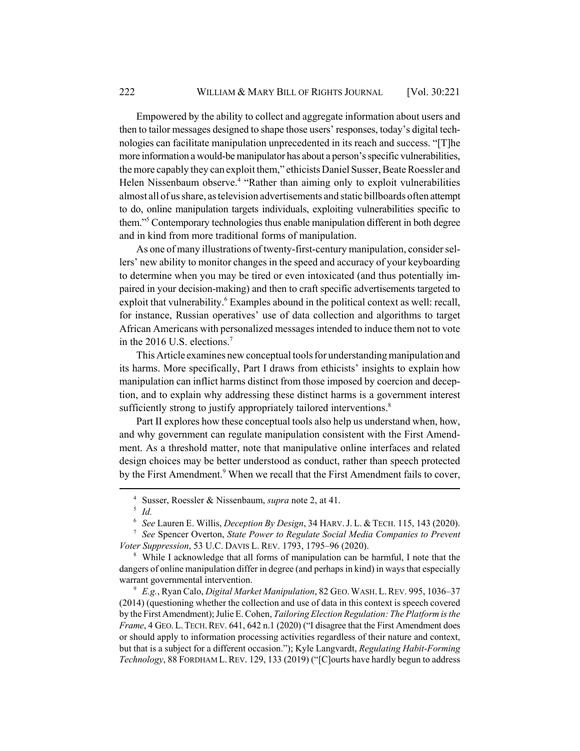Empowered by the ability to collect and aggregate information about users and then to tailor messages designed to shape those users' responses, today's digital technologies can facilitate manipulation unprecedented in its reach and success. "[T]he more information a would-be manipulator has about a person's specific vulnerabilities, the more capably they can exploit them," ethicists Daniel Susser, Beate Roessler and Helen Nissenbaum observe.[4] "Rather than aiming only to exploit vulnerabilities almost all of us share, as television advertisements and static billboards often attempt to do, online manipulation targets individuals, exploiting vulnerabilities specific to them."[5] Contemporary technologies thus enable manipulation different in both degree and in kind from more traditional forms of manipulation.

As one of many illustrations of twenty-first-century manipulation, consider sellers' new ability to monitor changes in the speed and accuracy of your keyboarding to determine when you may be tired or even intoxicated (and thus potentially impaired in your decision-making) and then to craft specific advertisements targeted to exploit that vulnerability.[6] Examples abound in the political context as well: recall, for instance, Russian operatives' use of data collection and algorithms to target African Americans with personalized messages intended to induce them not to vote in the 2016 U.S. elections.[7]

This Article examines new conceptual tools for understanding manipulation and its harms. More specifically, Part I draws from ethicists' insights to explain how manipulation can inflict harms distinct from those imposed by coercion and deception, and to explain why addressing these distinct harms is a government interest sufficiently strong to justify appropriately tailored interventions.[8]

Part II explores how these conceptual tools also help us understand when, how, and why government can regulate manipulation consistent with the First Amendment. As a threshold matter, note that manipulative online interfaces and related design choices may be better understood as conduct, rather than speech protected by the First Amendment.[9] When we recall that the First Amendment fails to cover,

---

[4] Susser, Roessler & Nissenbaum, *supra* note 2, at 41.

[5] *Id.*

[6] *See* Lauren E. Willis, *Deception By Design*, 34 HARV. J. L. & TECH. 115, 143 (2020).

[7] *See* Spencer Overton, *State Power to Regulate Social Media Companies to Prevent Voter Suppression*, 53 U.C. DAVIS L. REV. 1793, 1795–96 (2020).

[8] While I acknowledge that all forms of manipulation can be harmful, I note that the dangers of online manipulation differ in degree (and perhaps in kind) in ways that especially warrant governmental intervention.

[9] *E.g.*, Ryan Calo, *Digital Market Manipulation*, 82 GEO. WASH. L. REV. 995, 1036–37 (2014) (questioning whether the collection and use of data in this context is speech covered by the First Amendment); Julie E. Cohen, *Tailoring Election Regulation: The Platform is the Frame*, 4 GEO. L. TECH. REV. 641, 642 n.1 (2020) ("I disagree that the First Amendment does or should apply to information processing activities regardless of their nature and context, but that is a subject for a different occasion."); Kyle Langvardt, *Regulating Habit-Forming Technology*, 88 FORDHAM L. REV. 129, 133 (2019) ("[C]ourts have hardly begun to address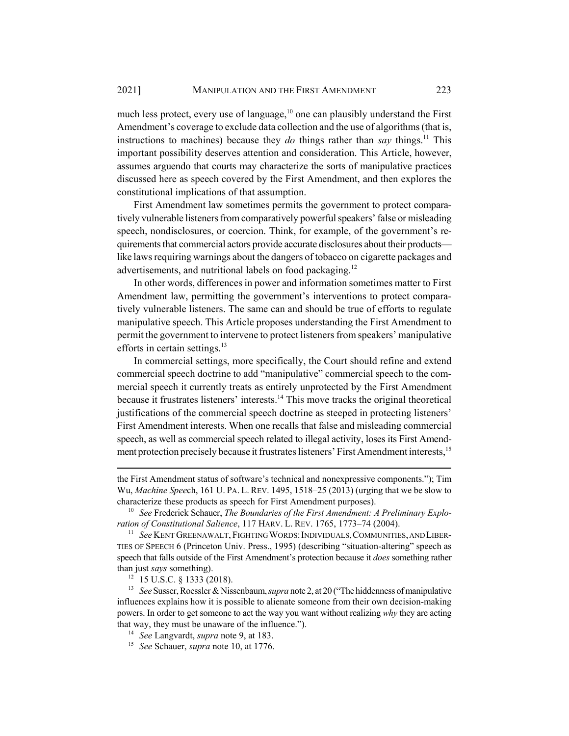much less protect, every use of language,[10] one can plausibly understand the First Amendment's coverage to exclude data collection and the use of algorithms (that is, instructions to machines) because they *do* things rather than *say* things.[11] This important possibility deserves attention and consideration. This Article, however, assumes arguendo that courts may characterize the sorts of manipulative practices discussed here as speech covered by the First Amendment, and then explores the constitutional implications of that assumption.

First Amendment law sometimes permits the government to protect comparatively vulnerable listeners from comparatively powerful speakers' false or misleading speech, nondisclosures, or coercion. Think, for example, of the government's requirements that commercial actors provide accurate disclosures about their products—like laws requiring warnings about the dangers of tobacco on cigarette packages and advertisements, and nutritional labels on food packaging.[12]

In other words, differences in power and information sometimes matter to First Amendment law, permitting the government's interventions to protect comparatively vulnerable listeners. The same can and should be true of efforts to regulate manipulative speech. This Article proposes understanding the First Amendment to permit the government to intervene to protect listeners from speakers' manipulative efforts in certain settings.[13]

In commercial settings, more specifically, the Court should refine and extend commercial speech doctrine to add "manipulative" commercial speech to the commercial speech it currently treats as entirely unprotected by the First Amendment because it frustrates listeners' interests.[14] This move tracks the original theoretical justifications of the commercial speech doctrine as steeped in protecting listeners' First Amendment interests. When one recalls that false and misleading commercial speech, as well as commercial speech related to illegal activity, loses its First Amendment protection precisely because it frustrates listeners' First Amendment interests,[15]

---

the First Amendment status of software's technical and nonexpressive components."); Tim Wu, *Machine Speec*h, 161 U. PA. L. REV. 1495, 1518–25 (2013) (urging that we be slow to characterize these products as speech for First Amendment purposes).

[10] *See* Frederick Schauer, *The Boundaries of the First Amendment: A Preliminary Exploration of Constitutional Salience*, 117 HARV. L. REV. 1765, 1773–74 (2004).

[11] *See* KENT GREENAWALT, FIGHTING WORDS: INDIVIDUALS, COMMUNITIES, AND LIBERTIES OF SPEECH 6 (Princeton Univ. Press., 1995) (describing "situation-altering" speech as speech that falls outside of the First Amendment's protection because it *does* something rather than just *says* something).

[12] 15 U.S.C. § 1333 (2018).

[13] *See* Susser, Roessler & Nissenbaum, *supra* note 2, at 20 ("The hiddenness of manipulative influences explains how it is possible to alienate someone from their own decision-making powers. In order to get someone to act the way you want without realizing *why* they are acting that way, they must be unaware of the influence.").

[14] *See* Langvardt, *supra* note 9, at 183.

[15] *See* Schauer, *supra* note 10, at 1776.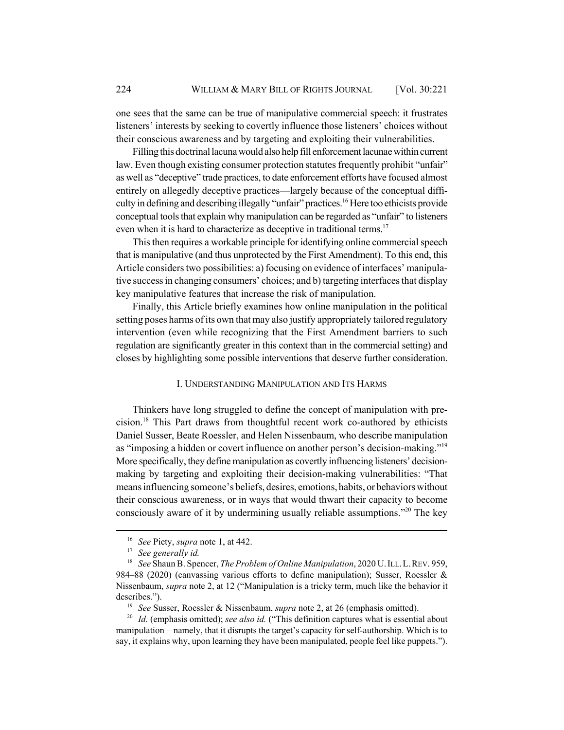one sees that the same can be true of manipulative commercial speech: it frustrates listeners' interests by seeking to covertly influence those listeners' choices without their conscious awareness and by targeting and exploiting their vulnerabilities.

Filling this doctrinal lacuna would also help fill enforcement lacunae within current law. Even though existing consumer protection statutes frequently prohibit "unfair" as well as "deceptive" trade practices, to date enforcement efforts have focused almost entirely on allegedly deceptive practices—largely because of the conceptual difficulty in defining and describing illegally "unfair" practices.[16] Here too ethicists provide conceptual tools that explain why manipulation can be regarded as "unfair" to listeners even when it is hard to characterize as deceptive in traditional terms.[17]

This then requires a workable principle for identifying online commercial speech that is manipulative (and thus unprotected by the First Amendment). To this end, this Article considers two possibilities: a) focusing on evidence of interfaces' manipulative success in changing consumers' choices; and b) targeting interfaces that display key manipulative features that increase the risk of manipulation.

Finally, this Article briefly examines how online manipulation in the political setting poses harms of its own that may also justify appropriately tailored regulatory intervention (even while recognizing that the First Amendment barriers to such regulation are significantly greater in this context than in the commercial setting) and closes by highlighting some possible interventions that deserve further consideration.

## I. UNDERSTANDING MANIPULATION AND ITS HARMS

Thinkers have long struggled to define the concept of manipulation with precision.[18] This Part draws from thoughtful recent work co-authored by ethicists Daniel Susser, Beate Roessler, and Helen Nissenbaum, who describe manipulation as "imposing a hidden or covert influence on another person's decision-making."[19] More specifically, they define manipulation as covertly influencing listeners' decision-making by targeting and exploiting their decision-making vulnerabilities: "That means influencing someone's beliefs, desires, emotions, habits, or behaviors without their conscious awareness, or in ways that would thwart their capacity to become consciously aware of it by undermining usually reliable assumptions."[20] The key

---

[16] *See* Piety, *supra* note 1, at 442.

[17] *See generally id.*

[18] *See* Shaun B. Spencer, *The Problem of Online Manipulation*, 2020 U. ILL. L. REV. 959, 984–88 (2020) (canvassing various efforts to define manipulation); Susser, Roessler & Nissenbaum, *supra* note 2, at 12 ("Manipulation is a tricky term, much like the behavior it describes.").

[19] *See* Susser, Roessler & Nissenbaum, *supra* note 2, at 26 (emphasis omitted).

[20] *Id.* (emphasis omitted); *see also id.* ("This definition captures what is essential about manipulation—namely, that it disrupts the target's capacity for self-authorship. Which is to say, it explains why, upon learning they have been manipulated, people feel like puppets.").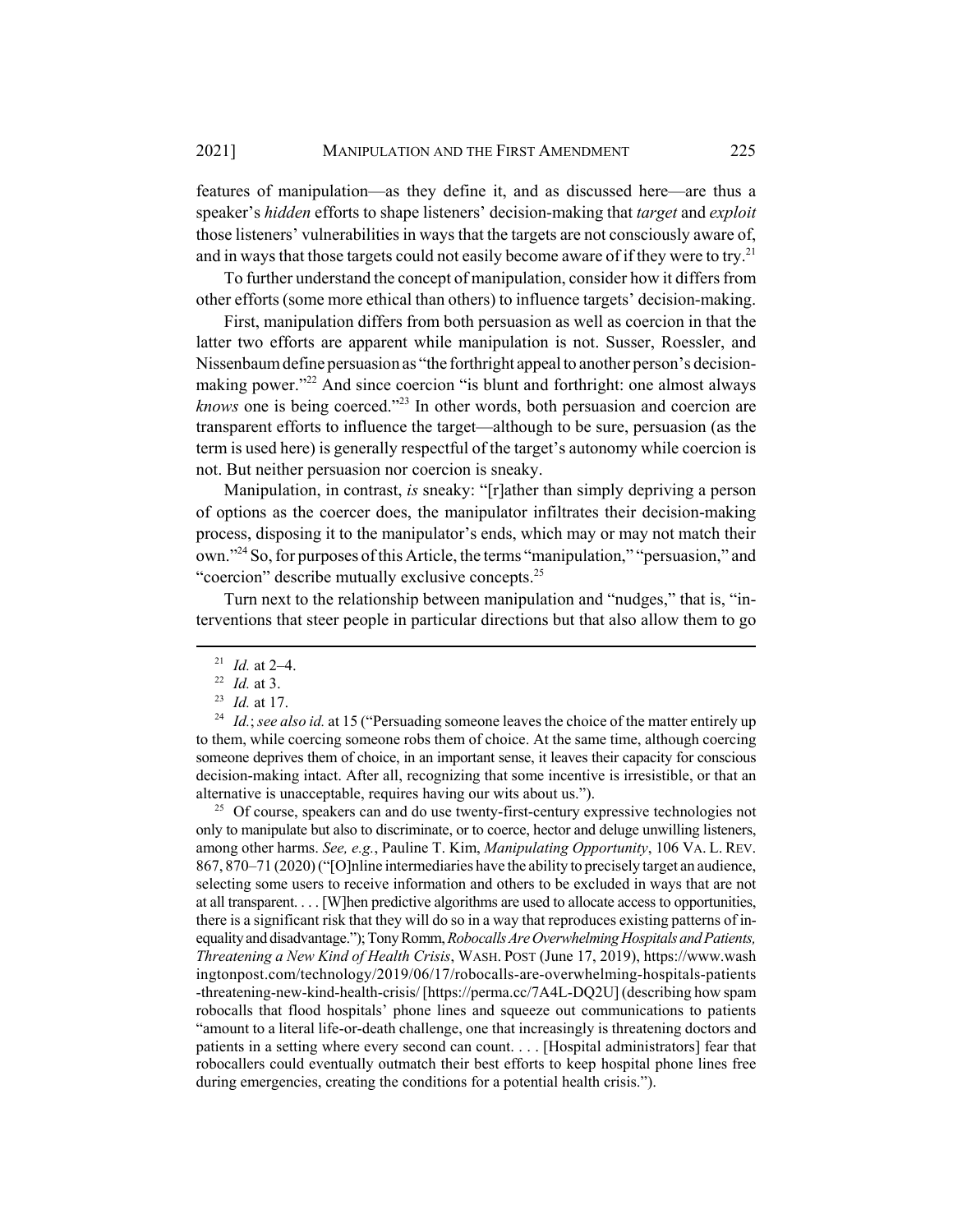features of manipulation—as they define it, and as discussed here—are thus a speaker's *hidden* efforts to shape listeners' decision-making that *target* and *exploit* those listeners' vulnerabilities in ways that the targets are not consciously aware of, and in ways that those targets could not easily become aware of if they were to try.[21]

To further understand the concept of manipulation, consider how it differs from other efforts (some more ethical than others) to influence targets' decision-making.

First, manipulation differs from both persuasion as well as coercion in that the latter two efforts are apparent while manipulation is not. Susser, Roessler, and Nissenbaum define persuasion as "the forthright appeal to another person's decision-making power."[22] And since coercion "is blunt and forthright: one almost always *knows* one is being coerced."[23] In other words, both persuasion and coercion are transparent efforts to influence the target—although to be sure, persuasion (as the term is used here) is generally respectful of the target's autonomy while coercion is not. But neither persuasion nor coercion is sneaky.

Manipulation, in contrast, *is* sneaky: "[r]ather than simply depriving a person of options as the coercer does, the manipulator infiltrates their decision-making process, disposing it to the manipulator's ends, which may or may not match their own."[24] So, for purposes of this Article, the terms "manipulation," "persuasion," and "coercion" describe mutually exclusive concepts.[25]

Turn next to the relationship between manipulation and "nudges," that is, "interventions that steer people in particular directions but that also allow them to go

---

[21] *Id.* at 2–4.

[22] *Id.* at 3.

[23] *Id.* at 17.

[24] *Id.*; *see also id.* at 15 ("Persuading someone leaves the choice of the matter entirely up to them, while coercing someone robs them of choice. At the same time, although coercing someone deprives them of choice, in an important sense, it leaves their capacity for conscious decision-making intact. After all, recognizing that some incentive is irresistible, or that an alternative is unacceptable, requires having our wits about us.").

[25] Of course, speakers can and do use twenty-first-century expressive technologies not only to manipulate but also to discriminate, or to coerce, hector and deluge unwilling listeners, among other harms. *See, e.g.*, Pauline T. Kim, *Manipulating Opportunity*, 106 VA. L. REV. 867, 870–71 (2020) ("[O]nline intermediaries have the ability to precisely target an audience, selecting some users to receive information and others to be excluded in ways that are not at all transparent. . . . [W]hen predictive algorithms are used to allocate access to opportunities, there is a significant risk that they will do so in a way that reproduces existing patterns of inequality and disadvantage."); Tony Romm, *Robocalls Are Overwhelming Hospitals and Patients, Threatening a New Kind of Health Crisis*, WASH. POST (June 17, 2019), https://www.washingtonpost.com/technology/2019/06/17/robocalls-are-overwhelming-hospitals-patients-threatening-new-kind-health-crisis/ [https://perma.cc/7A4L-DQ2U] (describing how spam robocalls that flood hospitals' phone lines and squeeze out communications to patients "amount to a literal life-or-death challenge, one that increasingly is threatening doctors and patients in a setting where every second can count. . . . [Hospital administrators] fear that robocallers could eventually outmatch their best efforts to keep hospital phone lines free during emergencies, creating the conditions for a potential health crisis.").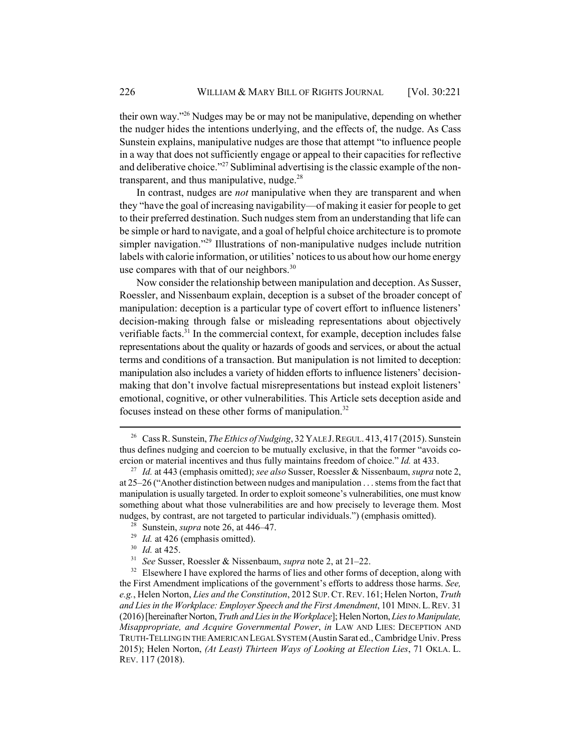their own way."[26] Nudges may be or may not be manipulative, depending on whether the nudger hides the intentions underlying, and the effects of, the nudge. As Cass Sunstein explains, manipulative nudges are those that attempt "to influence people in a way that does not sufficiently engage or appeal to their capacities for reflective and deliberative choice."[27] Subliminal advertising is the classic example of the non-transparent, and thus manipulative, nudge.[28]

In contrast, nudges are *not* manipulative when they are transparent and when they "have the goal of increasing navigability—of making it easier for people to get to their preferred destination. Such nudges stem from an understanding that life can be simple or hard to navigate, and a goal of helpful choice architecture is to promote simpler navigation."[29] Illustrations of non-manipulative nudges include nutrition labels with calorie information, or utilities' notices to us about how our home energy use compares with that of our neighbors.[30]

Now consider the relationship between manipulation and deception. As Susser, Roessler, and Nissenbaum explain, deception is a subset of the broader concept of manipulation: deception is a particular type of covert effort to influence listeners' decision-making through false or misleading representations about objectively verifiable facts.[31] In the commercial context, for example, deception includes false representations about the quality or hazards of goods and services, or about the actual terms and conditions of a transaction. But manipulation is not limited to deception: manipulation also includes a variety of hidden efforts to influence listeners' decision-making that don't involve factual misrepresentations but instead exploit listeners' emotional, cognitive, or other vulnerabilities. This Article sets deception aside and focuses instead on these other forms of manipulation.[32]

---

[26] Cass R. Sunstein, *The Ethics of Nudging*, 32 YALE J. REGUL. 413, 417 (2015). Sunstein thus defines nudging and coercion to be mutually exclusive, in that the former "avoids coercion or material incentives and thus fully maintains freedom of choice." *Id.* at 433.

[27] *Id.* at 443 (emphasis omitted); *see also* Susser, Roessler & Nissenbaum, *supra* note 2, at 25–26 ("Another distinction between nudges and manipulation . . . stems from the fact that manipulation is usually targeted. In order to exploit someone's vulnerabilities, one must know something about what those vulnerabilities are and how precisely to leverage them. Most nudges, by contrast, are not targeted to particular individuals.") (emphasis omitted).

[28] Sunstein, *supra* note 26, at 446–47.

[29] *Id.* at 426 (emphasis omitted).

[30] *Id.* at 425.

[31] *See* Susser, Roessler & Nissenbaum, *supra* note 2, at 21–22.

[32] Elsewhere I have explored the harms of lies and other forms of deception, along with the First Amendment implications of the government's efforts to address those harms. *See, e.g.*, Helen Norton, *Lies and the Constitution*, 2012 SUP. CT. REV. 161; Helen Norton, *Truth and Lies in the Workplace: Employer Speech and the First Amendment*, 101 MINN. L. REV. 31 (2016) [hereinafter Norton, *Truth and Lies in the Workplace*]; Helen Norton, *Lies to Manipulate, Misappropriate, and Acquire Governmental Power*, *in* LAW AND LIES: DECEPTION AND TRUTH-TELLING IN THE AMERICAN LEGAL SYSTEM (Austin Sarat ed., Cambridge Univ. Press 2015); Helen Norton, *(At Least) Thirteen Ways of Looking at Election Lies*, 71 OKLA. L. REV. 117 (2018).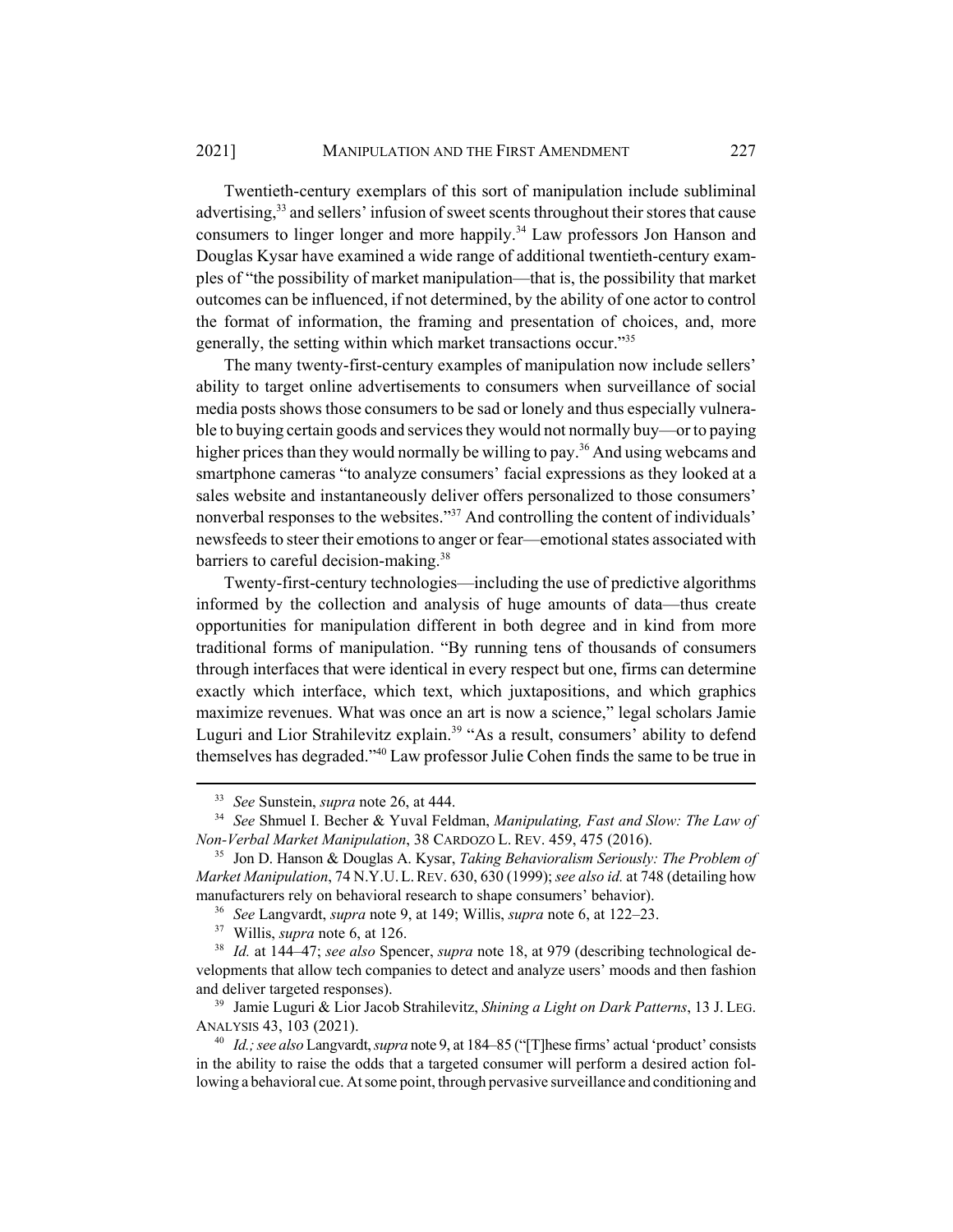Twentieth-century exemplars of this sort of manipulation include subliminal advertising,[33] and sellers' infusion of sweet scents throughout their stores that cause consumers to linger longer and more happily.[34] Law professors Jon Hanson and Douglas Kysar have examined a wide range of additional twentieth-century examples of "the possibility of market manipulation—that is, the possibility that market outcomes can be influenced, if not determined, by the ability of one actor to control the format of information, the framing and presentation of choices, and, more generally, the setting within which market transactions occur."[35]

The many twenty-first-century examples of manipulation now include sellers' ability to target online advertisements to consumers when surveillance of social media posts shows those consumers to be sad or lonely and thus especially vulnerable to buying certain goods and services they would not normally buy—or to paying higher prices than they would normally be willing to pay.[36] And using webcams and smartphone cameras "to analyze consumers' facial expressions as they looked at a sales website and instantaneously deliver offers personalized to those consumers' nonverbal responses to the websites."[37] And controlling the content of individuals' newsfeeds to steer their emotions to anger or fear—emotional states associated with barriers to careful decision-making.[38]

Twenty-first-century technologies—including the use of predictive algorithms informed by the collection and analysis of huge amounts of data—thus create opportunities for manipulation different in both degree and in kind from more traditional forms of manipulation. "By running tens of thousands of consumers through interfaces that were identical in every respect but one, firms can determine exactly which interface, which text, which juxtapositions, and which graphics maximize revenues. What was once an art is now a science," legal scholars Jamie Luguri and Lior Strahilevitz explain.[39] "As a result, consumers' ability to defend themselves has degraded."[40] Law professor Julie Cohen finds the same to be true in

---

[33] *See* Sunstein, *supra* note 26, at 444.

[34] *See* Shmuel I. Becher & Yuval Feldman, *Manipulating, Fast and Slow: The Law of Non-Verbal Market Manipulation*, 38 CARDOZO L. REV. 459, 475 (2016).

[35] Jon D. Hanson & Douglas A. Kysar, *Taking Behavioralism Seriously: The Problem of Market Manipulation*, 74 N.Y.U. L. REV. 630, 630 (1999); *see also id.* at 748 (detailing how manufacturers rely on behavioral research to shape consumers' behavior).

[36] *See* Langvardt, *supra* note 9, at 149; Willis, *supra* note 6, at 122–23.

[37] Willis, *supra* note 6, at 126.

[38] *Id.* at 144–47; *see also* Spencer, *supra* note 18, at 979 (describing technological developments that allow tech companies to detect and analyze users' moods and then fashion and deliver targeted responses).

[39] Jamie Luguri & Lior Jacob Strahilevitz, *Shining a Light on Dark Patterns*, 13 J. LEG. ANALYSIS 43, 103 (2021).

[40] *Id.; see also* Langvardt, *supra* note 9, at 184–85 ("[T]hese firms' actual 'product' consists in the ability to raise the odds that a targeted consumer will perform a desired action following a behavioral cue. At some point, through pervasive surveillance and conditioning and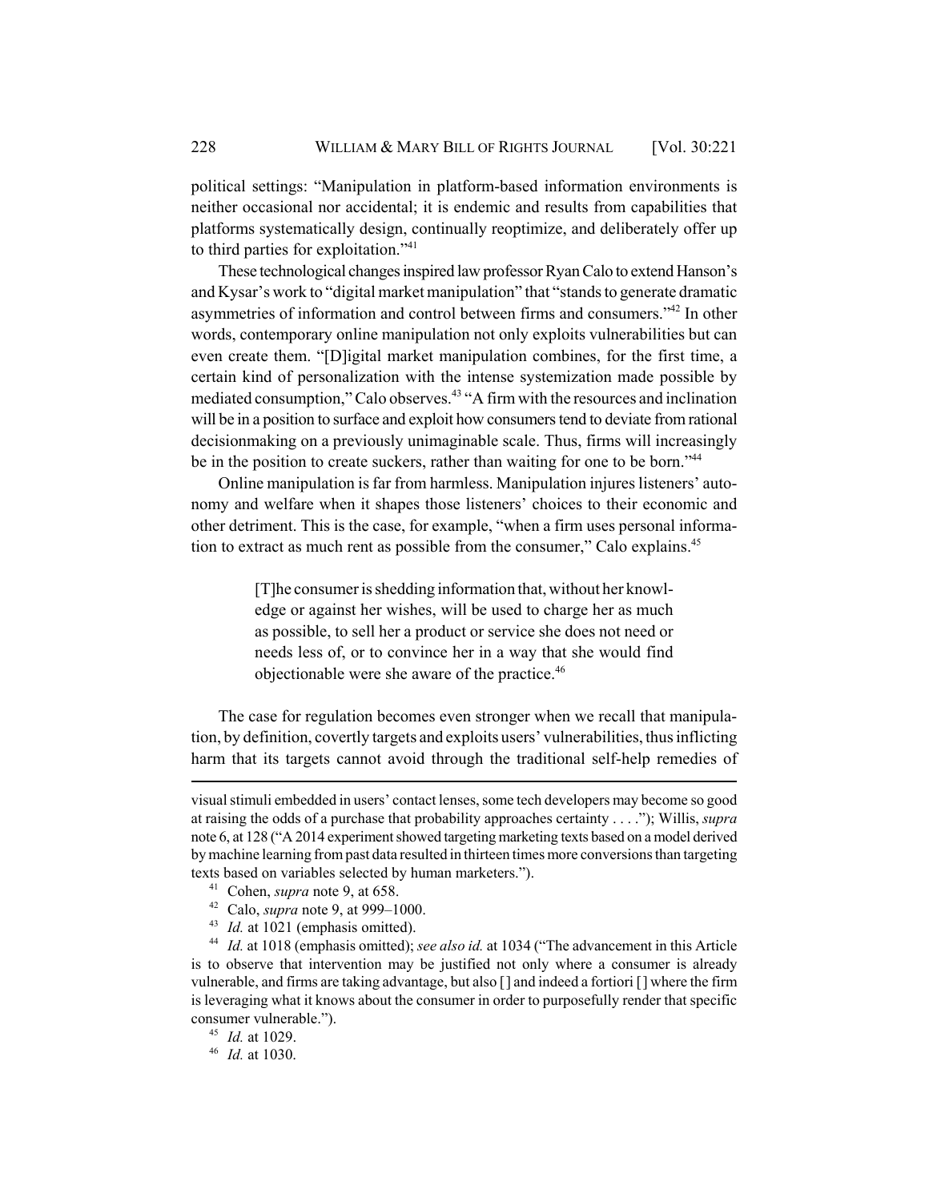political settings: "Manipulation in platform-based information environments is neither occasional nor accidental; it is endemic and results from capabilities that platforms systematically design, continually reoptimize, and deliberately offer up to third parties for exploitation."[41]

These technological changes inspired law professor Ryan Calo to extend Hanson's and Kysar's work to "digital market manipulation" that "stands to generate dramatic asymmetries of information and control between firms and consumers."[42] In other words, contemporary online manipulation not only exploits vulnerabilities but can even create them. "[D]igital market manipulation combines, for the first time, a certain kind of personalization with the intense systemization made possible by mediated consumption," Calo observes.[43] "A firm with the resources and inclination will be in a position to surface and exploit how consumers tend to deviate from rational decisionmaking on a previously unimaginable scale. Thus, firms will increasingly be in the position to create suckers, rather than waiting for one to be born."[44]

Online manipulation is far from harmless. Manipulation injures listeners' autonomy and welfare when it shapes those listeners' choices to their economic and other detriment. This is the case, for example, "when a firm uses personal information to extract as much rent as possible from the consumer," Calo explains.[45]

> [T]he consumer is shedding information that, without her knowledge or against her wishes, will be used to charge her as much as possible, to sell her a product or service she does not need or needs less of, or to convince her in a way that she would find objectionable were she aware of the practice.[46]

The case for regulation becomes even stronger when we recall that manipulation, by definition, covertly targets and exploits users' vulnerabilities, thus inflicting harm that its targets cannot avoid through the traditional self-help remedies of

---

visual stimuli embedded in users' contact lenses, some tech developers may become so good at raising the odds of a purchase that probability approaches certainty . . . ."); Willis, *supra* note 6, at 128 ("A 2014 experiment showed targeting marketing texts based on a model derived by machine learning from past data resulted in thirteen times more conversions than targeting texts based on variables selected by human marketers.").

[41] Cohen, *supra* note 9, at 658.

[42] Calo, *supra* note 9, at 999–1000.

[43] *Id.* at 1021 (emphasis omitted).

[44] *Id.* at 1018 (emphasis omitted); *see also id.* at 1034 ("The advancement in this Article is to observe that intervention may be justified not only where a consumer is already vulnerable, and firms are taking advantage, but also [] and indeed a fortiori [] where the firm is leveraging what it knows about the consumer in order to purposefully render that specific consumer vulnerable.").

[45] *Id.* at 1029.

[46] *Id.* at 1030.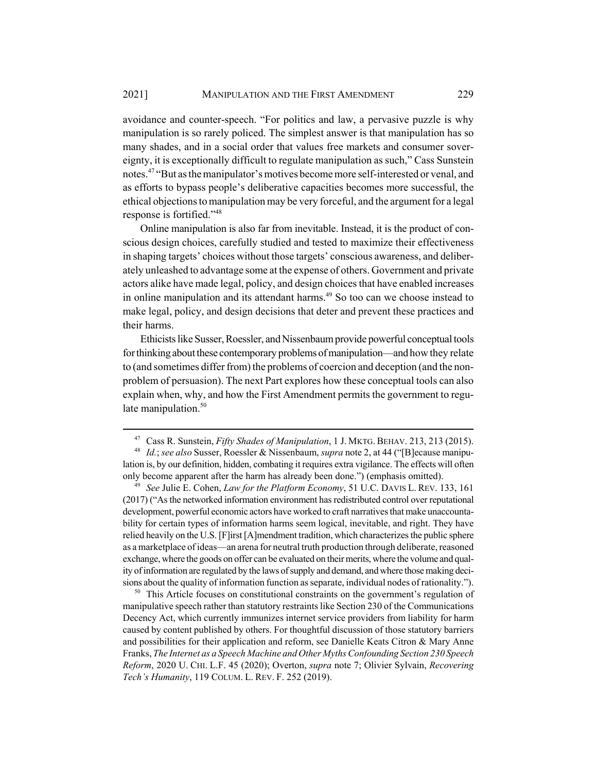avoidance and counter-speech. "For politics and law, a pervasive puzzle is why manipulation is so rarely policed. The simplest answer is that manipulation has so many shades, and in a social order that values free markets and consumer sovereignty, it is exceptionally difficult to regulate manipulation as such," Cass Sunstein notes.[47] "But as the manipulator's motives become more self-interested or venal, and as efforts to bypass people's deliberative capacities becomes more successful, the ethical objections to manipulation may be very forceful, and the argument for a legal response is fortified."[48]

Online manipulation is also far from inevitable. Instead, it is the product of conscious design choices, carefully studied and tested to maximize their effectiveness in shaping targets' choices without those targets' conscious awareness, and deliberately unleashed to advantage some at the expense of others. Government and private actors alike have made legal, policy, and design choices that have enabled increases in online manipulation and its attendant harms.[49] So too can we choose instead to make legal, policy, and design decisions that deter and prevent these practices and their harms.

Ethicists like Susser, Roessler, and Nissenbaum provide powerful conceptual tools for thinking about these contemporary problems of manipulation—and how they relate to (and sometimes differ from) the problems of coercion and deception (and the non-problem of persuasion). The next Part explores how these conceptual tools can also explain when, why, and how the First Amendment permits the government to regulate manipulation.[50]

---

[47] Cass R. Sunstein, *Fifty Shades of Manipulation*, 1 J. MKTG. BEHAV. 213, 213 (2015).

[48] *Id.*; *see also* Susser, Roessler & Nissenbaum, *supra* note 2, at 44 ("[B]ecause manipulation is, by our definition, hidden, combating it requires extra vigilance. The effects will often only become apparent after the harm has already been done.") (emphasis omitted).

[49] *See* Julie E. Cohen, *Law for the Platform Economy*, 51 U.C. DAVIS L. REV. 133, 161 (2017) ("As the networked information environment has redistributed control over reputational development, powerful economic actors have worked to craft narratives that make unaccountability for certain types of information harms seem logical, inevitable, and right. They have relied heavily on the U.S. [F]irst [A]mendment tradition, which characterizes the public sphere as a marketplace of ideas—an arena for neutral truth production through deliberate, reasoned exchange, where the goods on offer can be evaluated on their merits, where the volume and quality of information are regulated by the laws of supply and demand, and where those making decisions about the quality of information function as separate, individual nodes of rationality.").

[50] This Article focuses on constitutional constraints on the government's regulation of manipulative speech rather than statutory restraints like Section 230 of the Communications Decency Act, which currently immunizes internet service providers from liability for harm caused by content published by others. For thoughtful discussion of those statutory barriers and possibilities for their application and reform, see Danielle Keats Citron & Mary Anne Franks, *The Internet as a Speech Machine and Other Myths Confounding Section 230 Speech Reform*, 2020 U. CHI. L.F. 45 (2020); Overton, *supra* note 7; Olivier Sylvain, *Recovering Tech's Humanity*, 119 COLUM. L. REV. F. 252 (2019).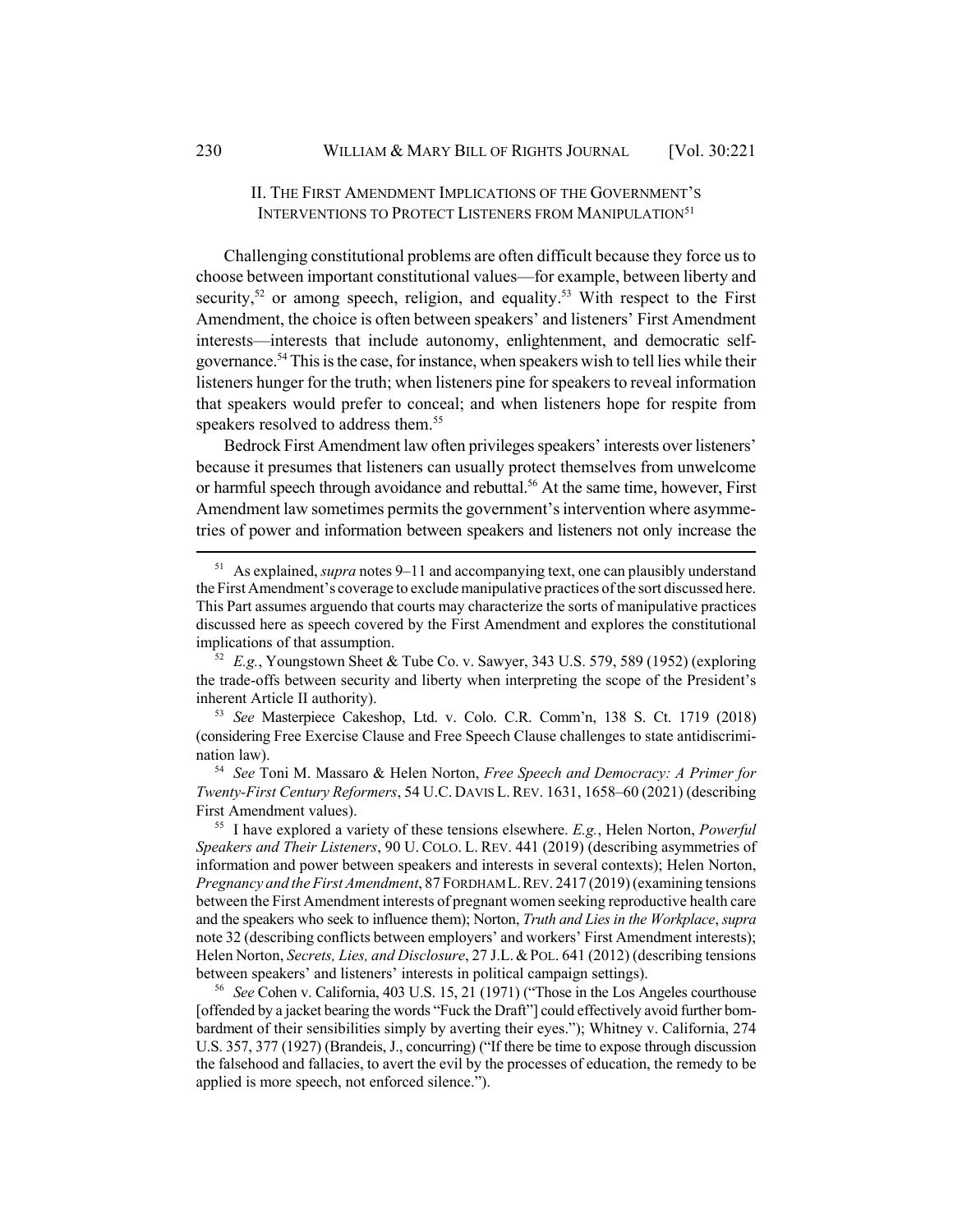## II. THE FIRST AMENDMENT IMPLICATIONS OF THE GOVERNMENT'S INTERVENTIONS TO PROTECT LISTENERS FROM MANIPULATION[51]

Challenging constitutional problems are often difficult because they force us to choose between important constitutional values—for example, between liberty and security,[52] or among speech, religion, and equality.[53] With respect to the First Amendment, the choice is often between speakers' and listeners' First Amendment interests—interests that include autonomy, enlightenment, and democratic self-governance.[54] This is the case, for instance, when speakers wish to tell lies while their listeners hunger for the truth; when listeners pine for speakers to reveal information that speakers would prefer to conceal; and when listeners hope for respite from speakers resolved to address them.[55]

Bedrock First Amendment law often privileges speakers' interests over listeners' because it presumes that listeners can usually protect themselves from unwelcome or harmful speech through avoidance and rebuttal.[56] At the same time, however, First Amendment law sometimes permits the government's intervention where asymmetries of power and information between speakers and listeners not only increase the

---

[51] As explained, *supra* notes 9–11 and accompanying text, one can plausibly understand the First Amendment's coverage to exclude manipulative practices of the sort discussed here. This Part assumes arguendo that courts may characterize the sorts of manipulative practices discussed here as speech covered by the First Amendment and explores the constitutional implications of that assumption.

[52] *E.g.*, Youngstown Sheet & Tube Co. v. Sawyer, 343 U.S. 579, 589 (1952) (exploring the trade-offs between security and liberty when interpreting the scope of the President's inherent Article II authority).

[53] *See* Masterpiece Cakeshop, Ltd. v. Colo. C.R. Comm'n, 138 S. Ct. 1719 (2018) (considering Free Exercise Clause and Free Speech Clause challenges to state antidiscrimination law).

[54] *See* Toni M. Massaro & Helen Norton, *Free Speech and Democracy: A Primer for Twenty-First Century Reformers*, 54 U.C. DAVIS L. REV. 1631, 1658–60 (2021) (describing First Amendment values).

[55] I have explored a variety of these tensions elsewhere. *E.g.*, Helen Norton, *Powerful Speakers and Their Listeners*, 90 U. COLO. L. REV. 441 (2019) (describing asymmetries of information and power between speakers and interests in several contexts); Helen Norton, *Pregnancy and the First Amendment*, 87 FORDHAM L. REV. 2417 (2019) (examining tensions between the First Amendment interests of pregnant women seeking reproductive health care and the speakers who seek to influence them); Norton, *Truth and Lies in the Workplace*, *supra* note 32 (describing conflicts between employers' and workers' First Amendment interests); Helen Norton, *Secrets, Lies, and Disclosure*, 27 J.L. & POL. 641 (2012) (describing tensions between speakers' and listeners' interests in political campaign settings).

[56] *See* Cohen v. California, 403 U.S. 15, 21 (1971) ("Those in the Los Angeles courthouse [offended by a jacket bearing the words "Fuck the Draft"] could effectively avoid further bombardment of their sensibilities simply by averting their eyes."); Whitney v. California, 274 U.S. 357, 377 (1927) (Brandeis, J., concurring) ("If there be time to expose through discussion the falsehood and fallacies, to avert the evil by the processes of education, the remedy to be applied is more speech, not enforced silence.").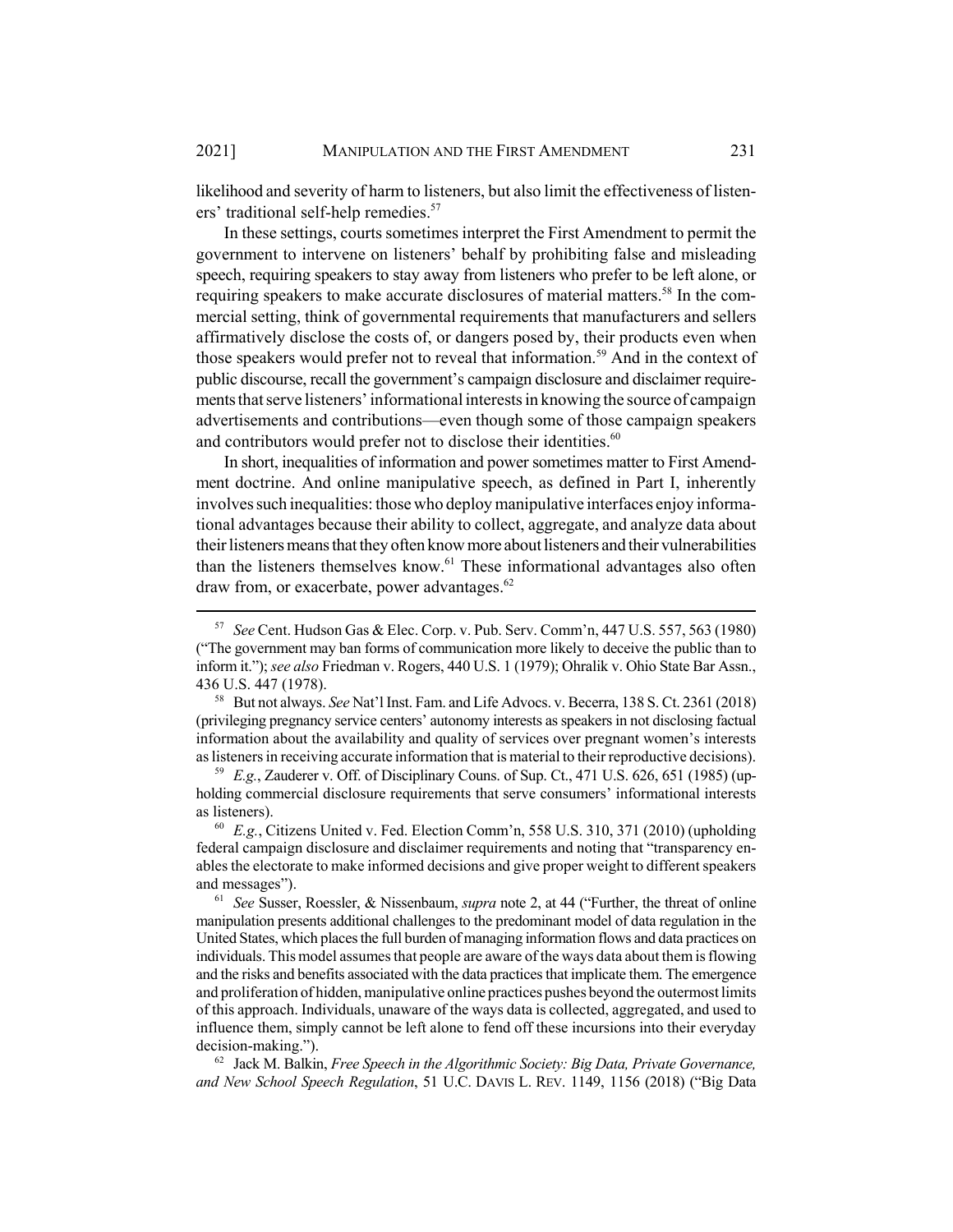likelihood and severity of harm to listeners, but also limit the effectiveness of listeners' traditional self-help remedies.[57]

In these settings, courts sometimes interpret the First Amendment to permit the government to intervene on listeners' behalf by prohibiting false and misleading speech, requiring speakers to stay away from listeners who prefer to be left alone, or requiring speakers to make accurate disclosures of material matters.[58] In the commercial setting, think of governmental requirements that manufacturers and sellers affirmatively disclose the costs of, or dangers posed by, their products even when those speakers would prefer not to reveal that information.[59] And in the context of public discourse, recall the government's campaign disclosure and disclaimer requirements that serve listeners' informational interests in knowing the source of campaign advertisements and contributions—even though some of those campaign speakers and contributors would prefer not to disclose their identities.[60]

In short, inequalities of information and power sometimes matter to First Amendment doctrine. And online manipulative speech, as defined in Part I, inherently involves such inequalities: those who deploy manipulative interfaces enjoy informational advantages because their ability to collect, aggregate, and analyze data about their listeners means that they often know more about listeners and their vulnerabilities than the listeners themselves know.[61] These informational advantages also often draw from, or exacerbate, power advantages.[62]

---

[57] *See* Cent. Hudson Gas & Elec. Corp. v. Pub. Serv. Comm'n, 447 U.S. 557, 563 (1980) ("The government may ban forms of communication more likely to deceive the public than to inform it."); *see also* Friedman v. Rogers, 440 U.S. 1 (1979); Ohralik v. Ohio State Bar Assn., 436 U.S. 447 (1978).

[58] But not always. *See* Nat'l Inst. Fam. and Life Advocs. v. Becerra, 138 S. Ct. 2361 (2018) (privileging pregnancy service centers' autonomy interests as speakers in not disclosing factual information about the availability and quality of services over pregnant women's interests as listeners in receiving accurate information that is material to their reproductive decisions).

[59] *E.g.*, Zauderer v. Off. of Disciplinary Couns. of Sup. Ct., 471 U.S. 626, 651 (1985) (upholding commercial disclosure requirements that serve consumers' informational interests as listeners).

[60] *E.g.*, Citizens United v. Fed. Election Comm'n, 558 U.S. 310, 371 (2010) (upholding federal campaign disclosure and disclaimer requirements and noting that "transparency enables the electorate to make informed decisions and give proper weight to different speakers and messages").

[61] *See* Susser, Roessler, & Nissenbaum, *supra* note 2, at 44 ("Further, the threat of online manipulation presents additional challenges to the predominant model of data regulation in the United States, which places the full burden of managing information flows and data practices on individuals. This model assumes that people are aware of the ways data about them is flowing and the risks and benefits associated with the data practices that implicate them. The emergence and proliferation of hidden, manipulative online practices pushes beyond the outermost limits of this approach. Individuals, unaware of the ways data is collected, aggregated, and used to influence them, simply cannot be left alone to fend off these incursions into their everyday decision-making.").

[62] Jack M. Balkin, *Free Speech in the Algorithmic Society: Big Data, Private Governance, and New School Speech Regulation*, 51 U.C. DAVIS L. REV. 1149, 1156 (2018) ("Big Data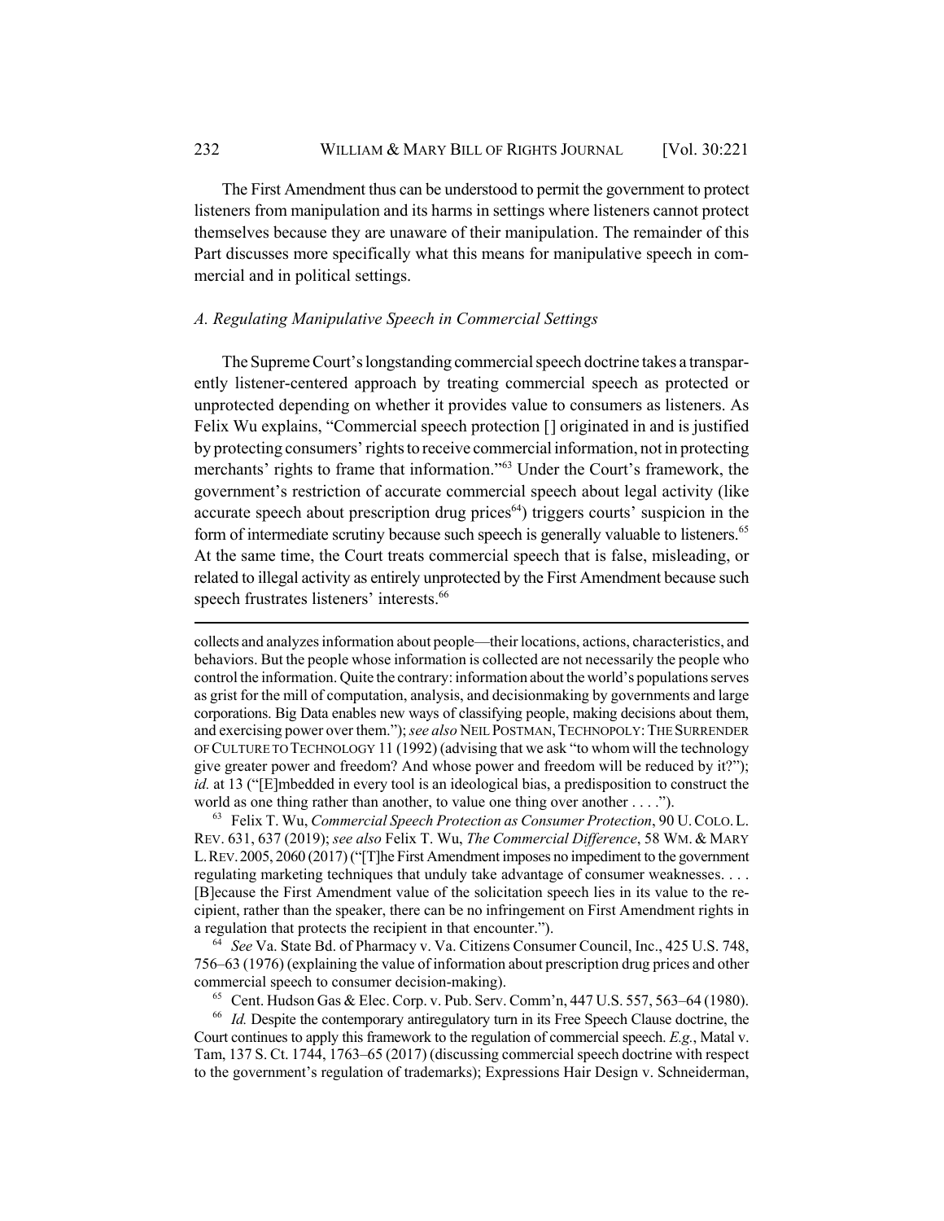The First Amendment thus can be understood to permit the government to protect listeners from manipulation and its harms in settings where listeners cannot protect themselves because they are unaware of their manipulation. The remainder of this Part discusses more specifically what this means for manipulative speech in commercial and in political settings.

### *A. Regulating Manipulative Speech in Commercial Settings*

The Supreme Court's longstanding commercial speech doctrine takes a transparently listener-centered approach by treating commercial speech as protected or unprotected depending on whether it provides value to consumers as listeners. As Felix Wu explains, "Commercial speech protection [] originated in and is justified by protecting consumers' rights to receive commercial information, not in protecting merchants' rights to frame that information."[63] Under the Court's framework, the government's restriction of accurate commercial speech about legal activity (like accurate speech about prescription drug prices[64]) triggers courts' suspicion in the form of intermediate scrutiny because such speech is generally valuable to listeners.[65] At the same time, the Court treats commercial speech that is false, misleading, or related to illegal activity as entirely unprotected by the First Amendment because such speech frustrates listeners' interests.[66]

---

collects and analyzes information about people—their locations, actions, characteristics, and behaviors. But the people whose information is collected are not necessarily the people who control the information. Quite the contrary: information about the world's populations serves as grist for the mill of computation, analysis, and decisionmaking by governments and large corporations. Big Data enables new ways of classifying people, making decisions about them, and exercising power over them."); *see also* NEIL POSTMAN, TECHNOPOLY: THE SURRENDER OF CULTURE TO TECHNOLOGY 11 (1992) (advising that we ask "to whom will the technology give greater power and freedom? And whose power and freedom will be reduced by it?"); *id.* at 13 ("[E]mbedded in every tool is an ideological bias, a predisposition to construct the world as one thing rather than another, to value one thing over another . . . .").

[63] Felix T. Wu, *Commercial Speech Protection as Consumer Protection*, 90 U. COLO. L. REV. 631, 637 (2019); *see also* Felix T. Wu, *The Commercial Difference*, 58 WM. & MARY L. REV. 2005, 2060 (2017) ("[T]he First Amendment imposes no impediment to the government regulating marketing techniques that unduly take advantage of consumer weaknesses. . . . [B]ecause the First Amendment value of the solicitation speech lies in its value to the recipient, rather than the speaker, there can be no infringement on First Amendment rights in a regulation that protects the recipient in that encounter.").

[64] *See* Va. State Bd. of Pharmacy v. Va. Citizens Consumer Council, Inc., 425 U.S. 748, 756–63 (1976) (explaining the value of information about prescription drug prices and other commercial speech to consumer decision-making).

[65] Cent. Hudson Gas & Elec. Corp. v. Pub. Serv. Comm'n, 447 U.S. 557, 563–64 (1980).

[66] *Id.* Despite the contemporary antiregulatory turn in its Free Speech Clause doctrine, the Court continues to apply this framework to the regulation of commercial speech. *E.g.*, Matal v. Tam, 137 S. Ct. 1744, 1763–65 (2017) (discussing commercial speech doctrine with respect to the government's regulation of trademarks); Expressions Hair Design v. Schneiderman,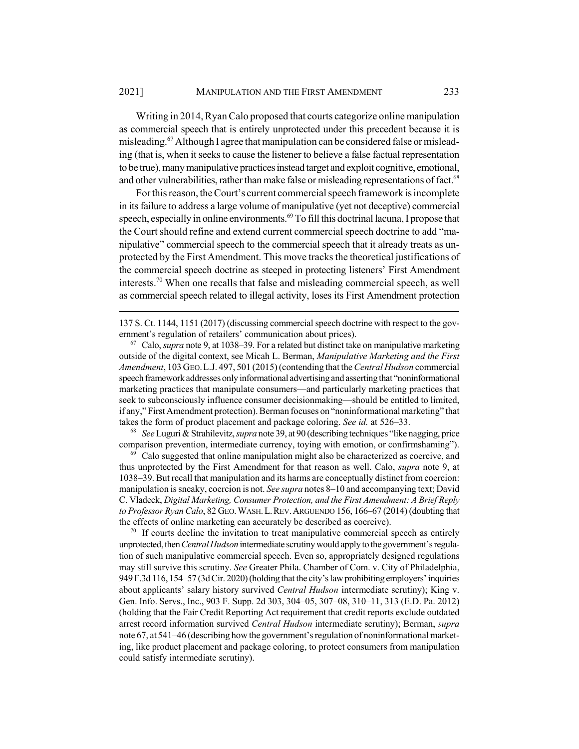Writing in 2014, Ryan Calo proposed that courts categorize online manipulation as commercial speech that is entirely unprotected under this precedent because it is misleading.[67] Although I agree that manipulation can be considered false or misleading (that is, when it seeks to cause the listener to believe a false factual representation to be true), many manipulative practices instead target and exploit cognitive, emotional, and other vulnerabilities, rather than make false or misleading representations of fact.[68]

For this reason, the Court's current commercial speech framework is incomplete in its failure to address a large volume of manipulative (yet not deceptive) commercial speech, especially in online environments.[69] To fill this doctrinal lacuna, I propose that the Court should refine and extend current commercial speech doctrine to add "manipulative" commercial speech to the commercial speech that it already treats as unprotected by the First Amendment. This move tracks the theoretical justifications of the commercial speech doctrine as steeped in protecting listeners' First Amendment interests.[70] When one recalls that false and misleading commercial speech, as well as commercial speech related to illegal activity, loses its First Amendment protection

---

137 S. Ct. 1144, 1151 (2017) (discussing commercial speech doctrine with respect to the government's regulation of retailers' communication about prices).

[67] Calo, *supra* note 9, at 1038–39. For a related but distinct take on manipulative marketing outside of the digital context, see Micah L. Berman, *Manipulative Marketing and the First Amendment*, 103 GEO. L.J. 497, 501 (2015) (contending that the *Central Hudson* commercial speech framework addresses only informational advertising and asserting that "noninformational marketing practices that manipulate consumers—and particularly marketing practices that seek to subconsciously influence consumer decisionmaking—should be entitled to limited, if any," First Amendment protection). Berman focuses on "noninformational marketing" that takes the form of product placement and package coloring. *See id.* at 526–33.

[68] *See* Luguri & Strahilevitz, *supra* note 39, at 90 (describing techniques "like nagging, price comparison prevention, intermediate currency, toying with emotion, or confirmshaming").

[69] Calo suggested that online manipulation might also be characterized as coercive, and thus unprotected by the First Amendment for that reason as well. Calo, *supra* note 9, at 1038–39. But recall that manipulation and its harms are conceptually distinct from coercion: manipulation is sneaky, coercion is not. *See supra* notes 8–10 and accompanying text; David C. Vladeck, *Digital Marketing, Consumer Protection, and the First Amendment: A Brief Reply to Professor Ryan Calo*, 82 GEO. WASH. L. REV. ARGUENDO 156, 166–67 (2014) (doubting that the effects of online marketing can accurately be described as coercive).

[70] If courts decline the invitation to treat manipulative commercial speech as entirely unprotected, then *Central Hudson* intermediate scrutiny would apply to the government's regulation of such manipulative commercial speech. Even so, appropriately designed regulations may still survive this scrutiny. *See* Greater Phila. Chamber of Com. v. City of Philadelphia, 949 F.3d 116, 154–57 (3d Cir. 2020) (holding that the city's law prohibiting employers' inquiries about applicants' salary history survived *Central Hudson* intermediate scrutiny); King v. Gen. Info. Servs., Inc., 903 F. Supp. 2d 303, 304–05, 307–08, 310–11, 313 (E.D. Pa. 2012) (holding that the Fair Credit Reporting Act requirement that credit reports exclude outdated arrest record information survived *Central Hudson* intermediate scrutiny); Berman, *supra* note 67, at 541–46 (describing how the government's regulation of noninformational marketing, like product placement and package coloring, to protect consumers from manipulation could satisfy intermediate scrutiny).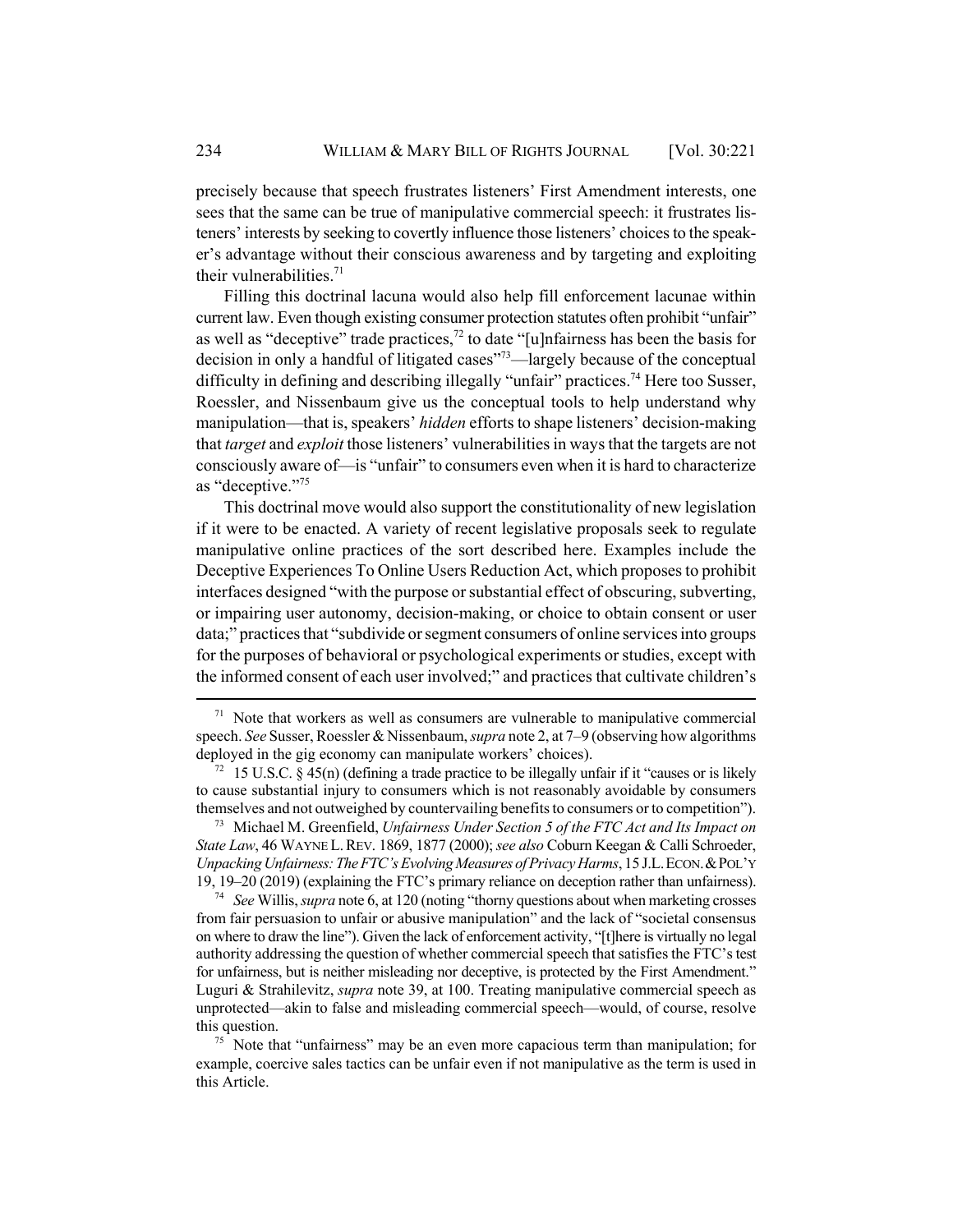precisely because that speech frustrates listeners' First Amendment interests, one sees that the same can be true of manipulative commercial speech: it frustrates listeners' interests by seeking to covertly influence those listeners' choices to the speaker's advantage without their conscious awareness and by targeting and exploiting their vulnerabilities.[71]

Filling this doctrinal lacuna would also help fill enforcement lacunae within current law. Even though existing consumer protection statutes often prohibit "unfair" as well as "deceptive" trade practices,[72] to date "[u]nfairness has been the basis for decision in only a handful of litigated cases"[73]—largely because of the conceptual difficulty in defining and describing illegally "unfair" practices.[74] Here too Susser, Roessler, and Nissenbaum give us the conceptual tools to help understand why manipulation—that is, speakers' *hidden* efforts to shape listeners' decision-making that *target* and *exploit* those listeners' vulnerabilities in ways that the targets are not consciously aware of—is "unfair" to consumers even when it is hard to characterize as "deceptive."[75]

This doctrinal move would also support the constitutionality of new legislation if it were to be enacted. A variety of recent legislative proposals seek to regulate manipulative online practices of the sort described here. Examples include the Deceptive Experiences To Online Users Reduction Act, which proposes to prohibit interfaces designed "with the purpose or substantial effect of obscuring, subverting, or impairing user autonomy, decision-making, or choice to obtain consent or user data;" practices that "subdivide or segment consumers of online services into groups for the purposes of behavioral or psychological experiments or studies, except with the informed consent of each user involved;" and practices that cultivate children's

---

[71] Note that workers as well as consumers are vulnerable to manipulative commercial speech. *See* Susser, Roessler & Nissenbaum, *supra* note 2, at 7–9 (observing how algorithms deployed in the gig economy can manipulate workers' choices).

[72] 15 U.S.C. § 45(n) (defining a trade practice to be illegally unfair if it "causes or is likely to cause substantial injury to consumers which is not reasonably avoidable by consumers themselves and not outweighed by countervailing benefits to consumers or to competition").

[73] Michael M. Greenfield, *Unfairness Under Section 5 of the FTC Act and Its Impact on State Law*, 46 WAYNE L. REV. 1869, 1877 (2000); *see also* Coburn Keegan & Calli Schroeder, *Unpacking Unfairness: The FTC's Evolving Measures of Privacy Harms*, 15 J.L. ECON. & POL'Y 19, 19–20 (2019) (explaining the FTC's primary reliance on deception rather than unfairness).

[74] *See* Willis, *supra* note 6, at 120 (noting "thorny questions about when marketing crosses from fair persuasion to unfair or abusive manipulation" and the lack of "societal consensus on where to draw the line"). Given the lack of enforcement activity, "[t]here is virtually no legal authority addressing the question of whether commercial speech that satisfies the FTC's test for unfairness, but is neither misleading nor deceptive, is protected by the First Amendment." Luguri & Strahilevitz, *supra* note 39, at 100. Treating manipulative commercial speech as unprotected—akin to false and misleading commercial speech—would, of course, resolve this question.

[75] Note that "unfairness" may be an even more capacious term than manipulation; for example, coercive sales tactics can be unfair even if not manipulative as the term is used in this Article.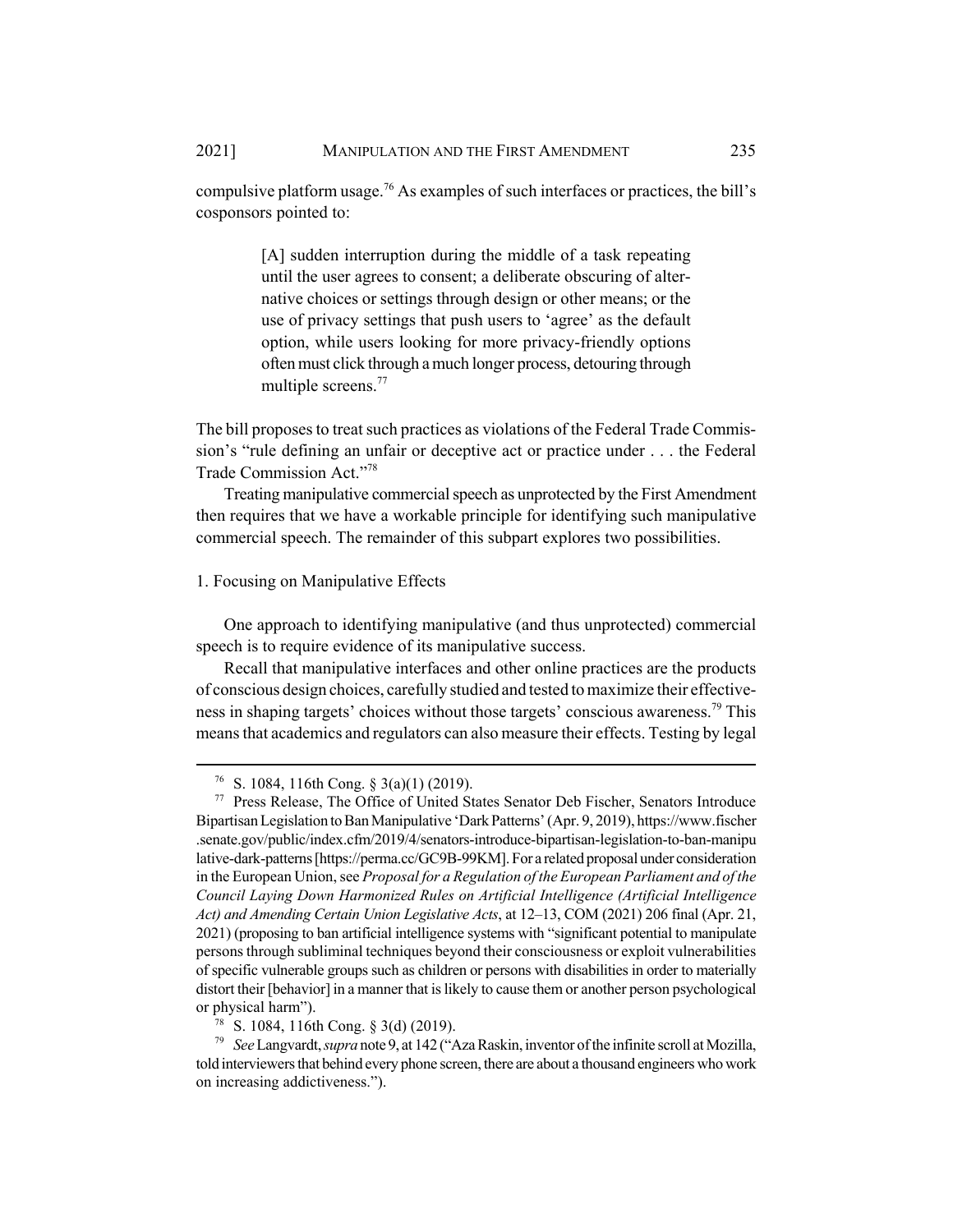compulsive platform usage.[76] As examples of such interfaces or practices, the bill's cosponsors pointed to:

> [A] sudden interruption during the middle of a task repeating until the user agrees to consent; a deliberate obscuring of alternative choices or settings through design or other means; or the use of privacy settings that push users to 'agree' as the default option, while users looking for more privacy-friendly options often must click through a much longer process, detouring through multiple screens.[77]

The bill proposes to treat such practices as violations of the Federal Trade Commission's "rule defining an unfair or deceptive act or practice under . . . the Federal Trade Commission Act."[78]

Treating manipulative commercial speech as unprotected by the First Amendment then requires that we have a workable principle for identifying such manipulative commercial speech. The remainder of this subpart explores two possibilities.

### 1. Focusing on Manipulative Effects

One approach to identifying manipulative (and thus unprotected) commercial speech is to require evidence of its manipulative success.

Recall that manipulative interfaces and other online practices are the products of conscious design choices, carefully studied and tested to maximize their effectiveness in shaping targets' choices without those targets' conscious awareness.[79] This means that academics and regulators can also measure their effects. Testing by legal

---

[76] S. 1084, 116th Cong. § 3(a)(1) (2019).

[77] Press Release, The Office of United States Senator Deb Fischer, Senators Introduce Bipartisan Legislation to Ban Manipulative 'Dark Patterns' (Apr. 9, 2019), https://www.fischer.senate.gov/public/index.cfm/2019/4/senators-introduce-bipartisan-legislation-to-ban-manipulative-dark-patterns [https://perma.cc/GC9B-99KM]. For a related proposal under consideration in the European Union, see *Proposal for a Regulation of the European Parliament and of the Council Laying Down Harmonized Rules on Artificial Intelligence (Artificial Intelligence Act) and Amending Certain Union Legislative Acts*, at 12–13, COM (2021) 206 final (Apr. 21, 2021) (proposing to ban artificial intelligence systems with "significant potential to manipulate persons through subliminal techniques beyond their consciousness or exploit vulnerabilities of specific vulnerable groups such as children or persons with disabilities in order to materially distort their [behavior] in a manner that is likely to cause them or another person psychological or physical harm").

[78] S. 1084, 116th Cong. § 3(d) (2019).

[79] *See* Langvardt, *supra* note 9, at 142 ("Aza Raskin, inventor of the infinite scroll at Mozilla, told interviewers that behind every phone screen, there are about a thousand engineers who work on increasing addictiveness.").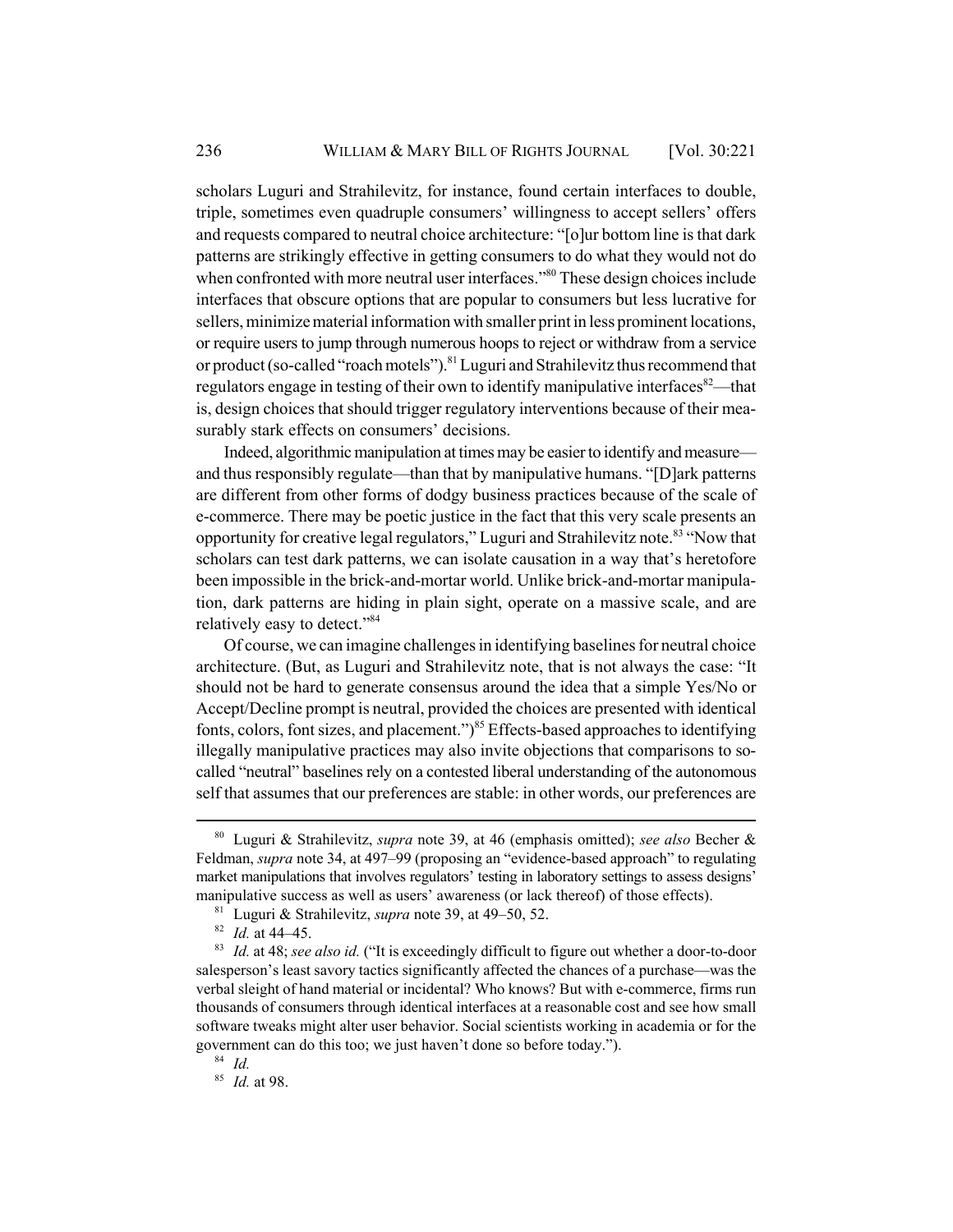scholars Luguri and Strahilevitz, for instance, found certain interfaces to double, triple, sometimes even quadruple consumers' willingness to accept sellers' offers and requests compared to neutral choice architecture: "[o]ur bottom line is that dark patterns are strikingly effective in getting consumers to do what they would not do when confronted with more neutral user interfaces."[80] These design choices include interfaces that obscure options that are popular to consumers but less lucrative for sellers, minimize material information with smaller print in less prominent locations, or require users to jump through numerous hoops to reject or withdraw from a service or product (so-called "roach motels").[81] Luguri and Strahilevitz thus recommend that regulators engage in testing of their own to identify manipulative interfaces[82]—that is, design choices that should trigger regulatory interventions because of their measurably stark effects on consumers' decisions.

Indeed, algorithmic manipulation at times may be easier to identify and measure—and thus responsibly regulate—than that by manipulative humans. "[D]ark patterns are different from other forms of dodgy business practices because of the scale of e-commerce. There may be poetic justice in the fact that this very scale presents an opportunity for creative legal regulators," Luguri and Strahilevitz note.[83] "Now that scholars can test dark patterns, we can isolate causation in a way that's heretofore been impossible in the brick-and-mortar world. Unlike brick-and-mortar manipulation, dark patterns are hiding in plain sight, operate on a massive scale, and are relatively easy to detect."[84]

Of course, we can imagine challenges in identifying baselines for neutral choice architecture. (But, as Luguri and Strahilevitz note, that is not always the case: "It should not be hard to generate consensus around the idea that a simple Yes/No or Accept/Decline prompt is neutral, provided the choices are presented with identical fonts, colors, font sizes, and placement.")[85] Effects-based approaches to identifying illegally manipulative practices may also invite objections that comparisons to so-called "neutral" baselines rely on a contested liberal understanding of the autonomous self that assumes that our preferences are stable: in other words, our preferences are

---

[80] Luguri & Strahilevitz, *supra* note 39, at 46 (emphasis omitted); *see also* Becher & Feldman, *supra* note 34, at 497–99 (proposing an "evidence-based approach" to regulating market manipulations that involves regulators' testing in laboratory settings to assess designs' manipulative success as well as users' awareness (or lack thereof) of those effects).

[81] Luguri & Strahilevitz, *supra* note 39, at 49–50, 52.

[82] *Id.* at 44–45.

[83] *Id.* at 48; *see also id.* ("It is exceedingly difficult to figure out whether a door-to-door salesperson's least savory tactics significantly affected the chances of a purchase—was the verbal sleight of hand material or incidental? Who knows? But with e-commerce, firms run thousands of consumers through identical interfaces at a reasonable cost and see how small software tweaks might alter user behavior. Social scientists working in academia or for the government can do this too; we just haven't done so before today.").

[84] *Id.*

[85] *Id.* at 98.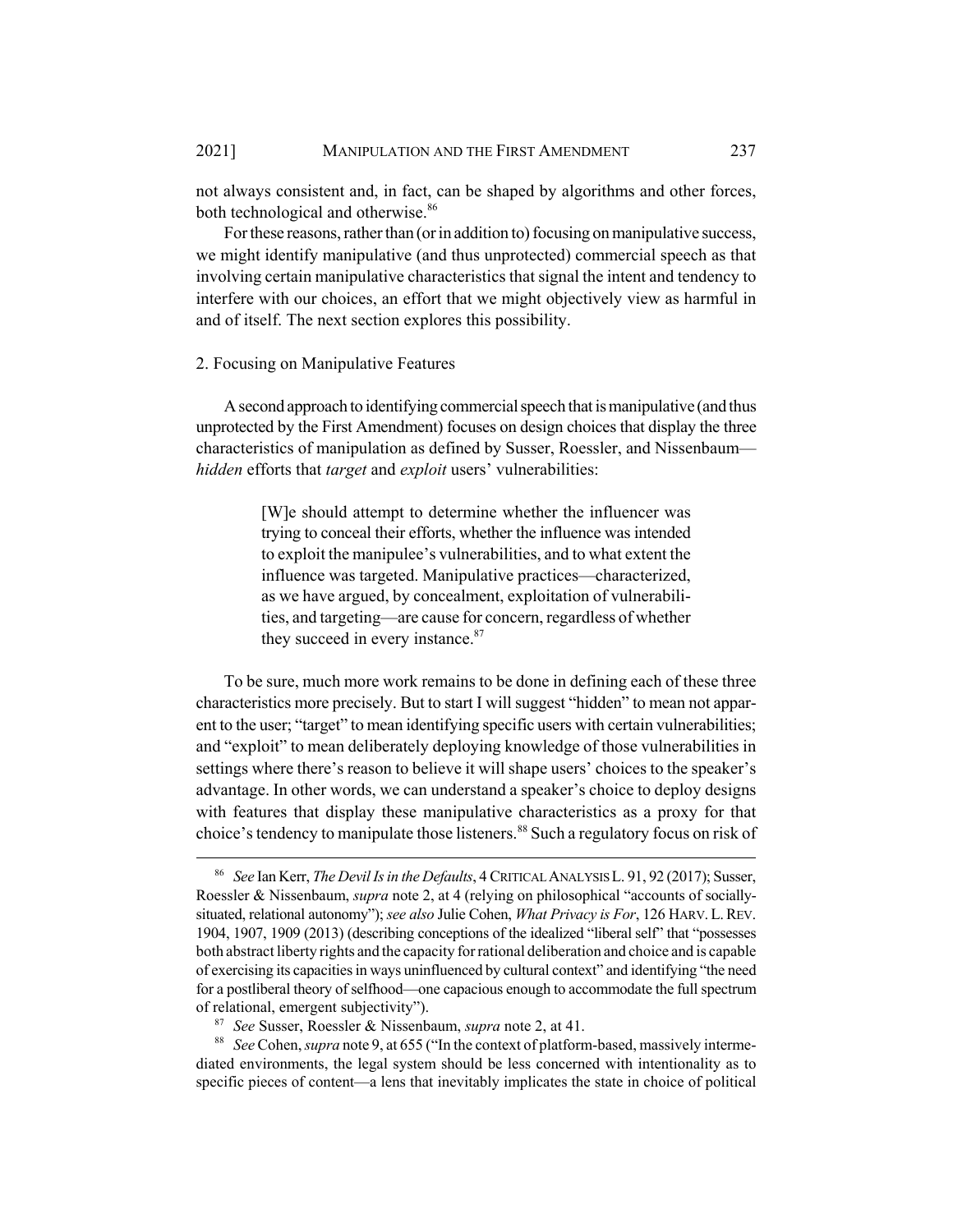not always consistent and, in fact, can be shaped by algorithms and other forces, both technological and otherwise.[86]

For these reasons, rather than (or in addition to) focusing on manipulative success, we might identify manipulative (and thus unprotected) commercial speech as that involving certain manipulative characteristics that signal the intent and tendency to interfere with our choices, an effort that we might objectively view as harmful in and of itself. The next section explores this possibility.

### 2. Focusing on Manipulative Features

A second approach to identifying commercial speech that is manipulative (and thus unprotected by the First Amendment) focuses on design choices that display the three characteristics of manipulation as defined by Susser, Roessler, and Nissenbaum—*hidden* efforts that *target* and *exploit* users' vulnerabilities:

> [W]e should attempt to determine whether the influencer was trying to conceal their efforts, whether the influence was intended to exploit the manipulee's vulnerabilities, and to what extent the influence was targeted. Manipulative practices—characterized, as we have argued, by concealment, exploitation of vulnerabilities, and targeting—are cause for concern, regardless of whether they succeed in every instance.[87]

To be sure, much more work remains to be done in defining each of these three characteristics more precisely. But to start I will suggest "hidden" to mean not apparent to the user; "target" to mean identifying specific users with certain vulnerabilities; and "exploit" to mean deliberately deploying knowledge of those vulnerabilities in settings where there's reason to believe it will shape users' choices to the speaker's advantage. In other words, we can understand a speaker's choice to deploy designs with features that display these manipulative characteristics as a proxy for that choice's tendency to manipulate those listeners.[88] Such a regulatory focus on risk of

---

[86] *See* Ian Kerr, *The Devil Is in the Defaults*, 4 CRITICAL ANALYSIS L. 91, 92 (2017); Susser, Roessler & Nissenbaum, *supra* note 2, at 4 (relying on philosophical "accounts of socially-situated, relational autonomy"); *see also* Julie Cohen, *What Privacy is For*, 126 HARV. L. REV. 1904, 1907, 1909 (2013) (describing conceptions of the idealized "liberal self" that "possesses both abstract liberty rights and the capacity for rational deliberation and choice and is capable of exercising its capacities in ways uninfluenced by cultural context" and identifying "the need for a postliberal theory of selfhood—one capacious enough to accommodate the full spectrum of relational, emergent subjectivity").

[87] *See* Susser, Roessler & Nissenbaum, *supra* note 2, at 41.

[88] *See* Cohen, *supra* note 9, at 655 ("In the context of platform-based, massively intermediated environments, the legal system should be less concerned with intentionality as to specific pieces of content—a lens that inevitably implicates the state in choice of political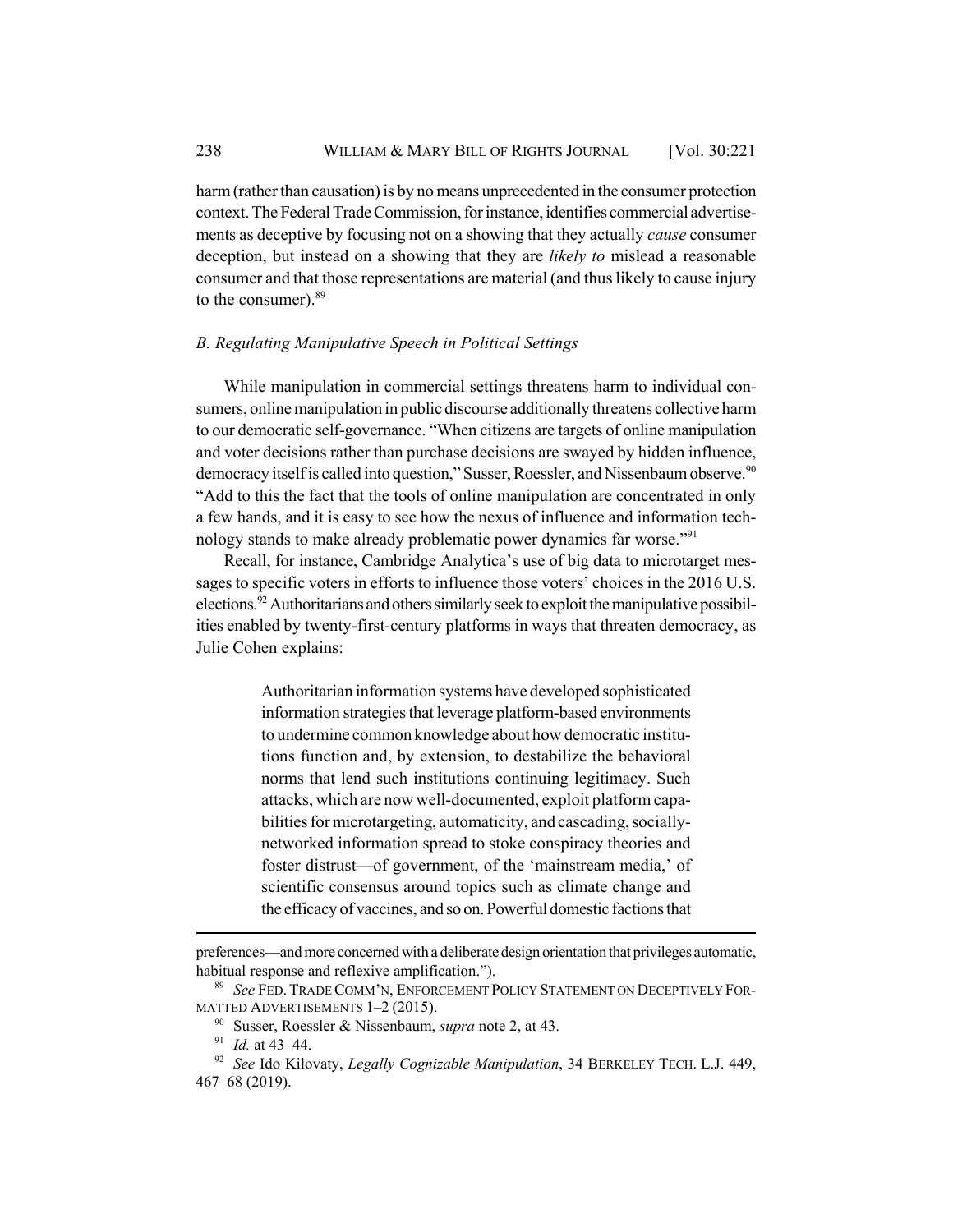harm (rather than causation) is by no means unprecedented in the consumer protection context. The Federal Trade Commission, for instance, identifies commercial advertisements as deceptive by focusing not on a showing that they actually *cause* consumer deception, but instead on a showing that they are *likely to* mislead a reasonable consumer and that those representations are material (and thus likely to cause injury to the consumer).[89]

### *B. Regulating Manipulative Speech in Political Settings*

While manipulation in commercial settings threatens harm to individual consumers, online manipulation in public discourse additionally threatens collective harm to our democratic self-governance. "When citizens are targets of online manipulation and voter decisions rather than purchase decisions are swayed by hidden influence, democracy itself is called into question," Susser, Roessler, and Nissenbaum observe.[90] "Add to this the fact that the tools of online manipulation are concentrated in only a few hands, and it is easy to see how the nexus of influence and information technology stands to make already problematic power dynamics far worse."[91]

Recall, for instance, Cambridge Analytica's use of big data to microtarget messages to specific voters in efforts to influence those voters' choices in the 2016 U.S. elections.[92] Authoritarians and others similarly seek to exploit the manipulative possibilities enabled by twenty-first-century platforms in ways that threaten democracy, as Julie Cohen explains:

> Authoritarian information systems have developed sophisticated information strategies that leverage platform-based environments to undermine common knowledge about how democratic institutions function and, by extension, to destabilize the behavioral norms that lend such institutions continuing legitimacy. Such attacks, which are now well-documented, exploit platform capabilities for microtargeting, automaticity, and cascading, socially-networked information spread to stoke conspiracy theories and foster distrust—of government, of the 'mainstream media,' of scientific consensus around topics such as climate change and the efficacy of vaccines, and so on. Powerful domestic factions that

---

preferences—and more concerned with a deliberate design orientation that privileges automatic, habitual response and reflexive amplification.").

[89] *See* FED. TRADE COMM'N, ENFORCEMENT POLICY STATEMENT ON DECEPTIVELY FORMATTED ADVERTISEMENTS 1–2 (2015).

[90] Susser, Roessler & Nissenbaum, *supra* note 2, at 43.

[91] *Id.* at 43–44.

[92] *See* Ido Kilovaty, *Legally Cognizable Manipulation*, 34 BERKELEY TECH. L.J. 449, 467–68 (2019).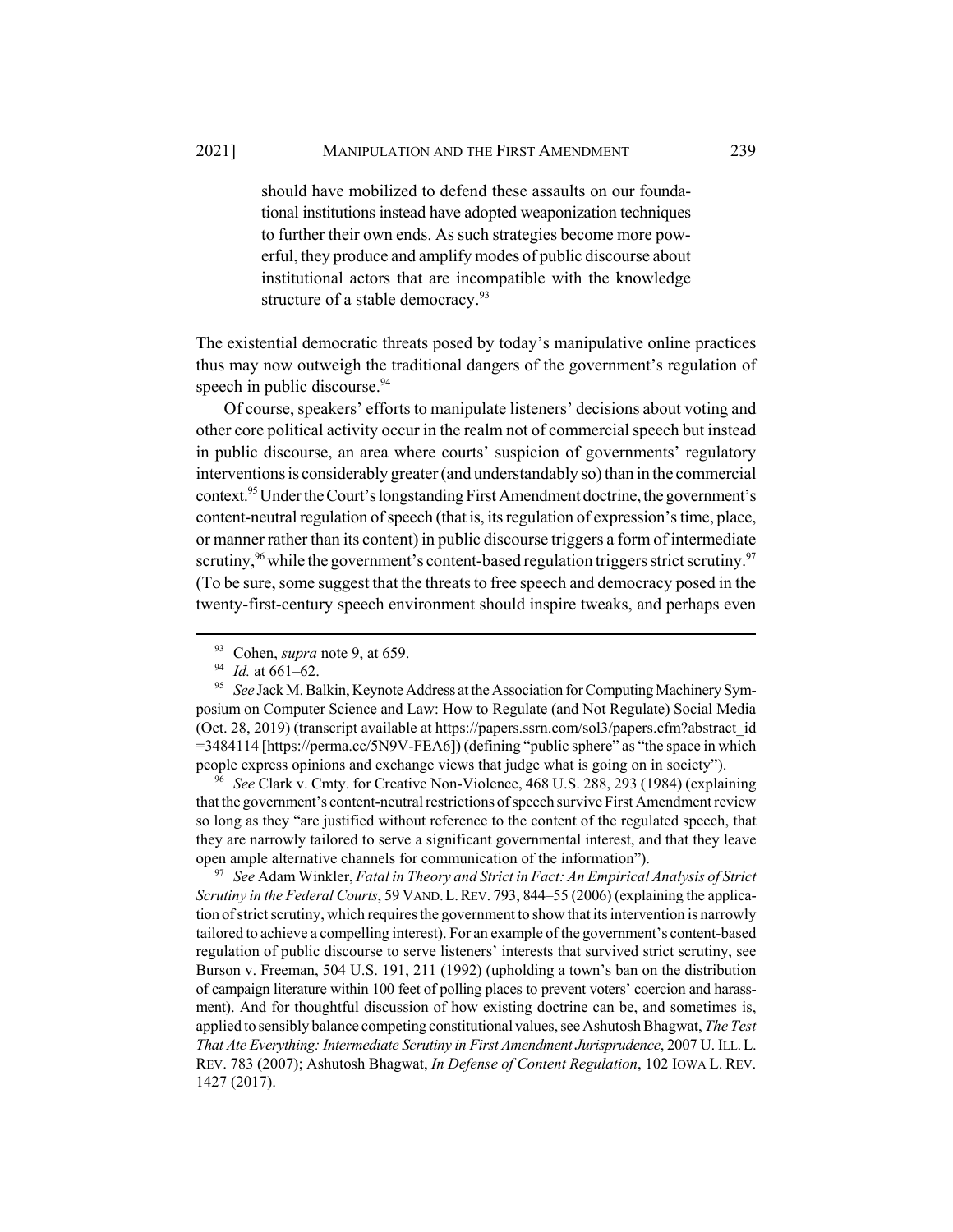> should have mobilized to defend these assaults on our foundational institutions instead have adopted weaponization techniques to further their own ends. As such strategies become more powerful, they produce and amplify modes of public discourse about institutional actors that are incompatible with the knowledge structure of a stable democracy.[93]

The existential democratic threats posed by today's manipulative online practices thus may now outweigh the traditional dangers of the government's regulation of speech in public discourse.[94]

Of course, speakers' efforts to manipulate listeners' decisions about voting and other core political activity occur in the realm not of commercial speech but instead in public discourse, an area where courts' suspicion of governments' regulatory interventions is considerably greater (and understandably so) than in the commercial context.[95] Under the Court's longstanding First Amendment doctrine, the government's content-neutral regulation of speech (that is, its regulation of expression's time, place, or manner rather than its content) in public discourse triggers a form of intermediate scrutiny,[96] while the government's content-based regulation triggers strict scrutiny.[97] (To be sure, some suggest that the threats to free speech and democracy posed in the twenty-first-century speech environment should inspire tweaks, and perhaps even

---

[93] Cohen, *supra* note 9, at 659.

[94] *Id.* at 661–62.

[95] *See* Jack M. Balkin, Keynote Address at the Association for Computing Machinery Symposium on Computer Science and Law: How to Regulate (and Not Regulate) Social Media (Oct. 28, 2019) (transcript available at https://papers.ssrn.com/sol3/papers.cfm?abstract_id=3484114 [https://perma.cc/5N9V-FEA6]) (defining "public sphere" as "the space in which people express opinions and exchange views that judge what is going on in society").

[96] *See* Clark v. Cmty. for Creative Non-Violence, 468 U.S. 288, 293 (1984) (explaining that the government's content-neutral restrictions of speech survive First Amendment review so long as they "are justified without reference to the content of the regulated speech, that they are narrowly tailored to serve a significant governmental interest, and that they leave open ample alternative channels for communication of the information").

[97] *See* Adam Winkler, *Fatal in Theory and Strict in Fact: An Empirical Analysis of Strict Scrutiny in the Federal Courts*, 59 VAND. L. REV. 793, 844–55 (2006) (explaining the application of strict scrutiny, which requires the government to show that its intervention is narrowly tailored to achieve a compelling interest). For an example of the government's content-based regulation of public discourse to serve listeners' interests that survived strict scrutiny, see Burson v. Freeman, 504 U.S. 191, 211 (1992) (upholding a town's ban on the distribution of campaign literature within 100 feet of polling places to prevent voters' coercion and harassment). And for thoughtful discussion of how existing doctrine can be, and sometimes is, applied to sensibly balance competing constitutional values, see Ashutosh Bhagwat, *The Test That Ate Everything: Intermediate Scrutiny in First Amendment Jurisprudence*, 2007 U. ILL. L. REV. 783 (2007); Ashutosh Bhagwat, *In Defense of Content Regulation*, 102 IOWA L. REV. 1427 (2017).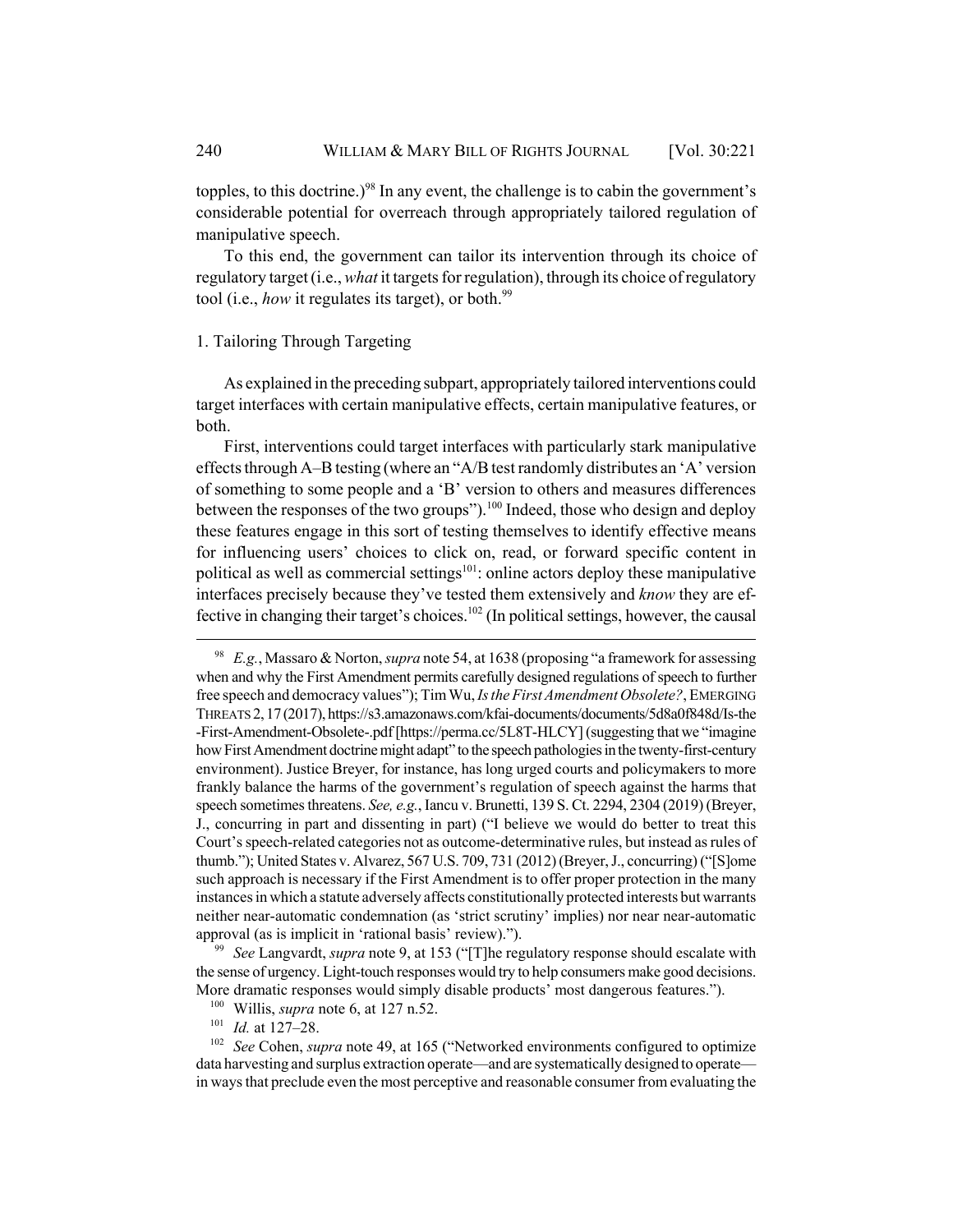topples, to this doctrine.)[98] In any event, the challenge is to cabin the government's considerable potential for overreach through appropriately tailored regulation of manipulative speech.

To this end, the government can tailor its intervention through its choice of regulatory target (i.e., *what* it targets for regulation), through its choice of regulatory tool (i.e., *how* it regulates its target), or both.[99]

### 1. Tailoring Through Targeting

As explained in the preceding subpart, appropriately tailored interventions could target interfaces with certain manipulative effects, certain manipulative features, or both.

First, interventions could target interfaces with particularly stark manipulative effects through A–B testing (where an "A/B test randomly distributes an 'A' version of something to some people and a 'B' version to others and measures differences between the responses of the two groups").[100] Indeed, those who design and deploy these features engage in this sort of testing themselves to identify effective means for influencing users' choices to click on, read, or forward specific content in political as well as commercial settings[101]: online actors deploy these manipulative interfaces precisely because they've tested them extensively and *know* they are effective in changing their target's choices.[102] (In political settings, however, the causal

---

[98] *E.g.*, Massaro & Norton, *supra* note 54, at 1638 (proposing "a framework for assessing when and why the First Amendment permits carefully designed regulations of speech to further free speech and democracy values"); Tim Wu, *Is the First Amendment Obsolete?*, EMERGING THREATS 2, 17 (2017), https://s3.amazonaws.com/kfai-documents/documents/5d8a0f848d/Is-the-First-Amendment-Obsolete-.pdf [https://perma.cc/5L8T-HLCY] (suggesting that we "imagine how First Amendment doctrine might adapt" to the speech pathologies in the twenty-first-century environment). Justice Breyer, for instance, has long urged courts and policymakers to more frankly balance the harms of the government's regulation of speech against the harms that speech sometimes threatens. *See, e.g.*, Iancu v. Brunetti, 139 S. Ct. 2294, 2304 (2019) (Breyer, J., concurring in part and dissenting in part) ("I believe we would do better to treat this Court's speech-related categories not as outcome-determinative rules, but instead as rules of thumb."); United States v. Alvarez, 567 U.S. 709, 731 (2012) (Breyer, J., concurring) ("[S]ome such approach is necessary if the First Amendment is to offer proper protection in the many instances in which a statute adversely affects constitutionally protected interests but warrants neither near-automatic condemnation (as 'strict scrutiny' implies) nor near near-automatic approval (as is implicit in 'rational basis' review).").

[99] *See* Langvardt, *supra* note 9, at 153 ("[T]he regulatory response should escalate with the sense of urgency. Light-touch responses would try to help consumers make good decisions. More dramatic responses would simply disable products' most dangerous features.").

[100] Willis, *supra* note 6, at 127 n.52.

[101] *Id.* at 127–28.

[102] *See* Cohen, *supra* note 49, at 165 ("Networked environments configured to optimize data harvesting and surplus extraction operate—and are systematically designed to operate—in ways that preclude even the most perceptive and reasonable consumer from evaluating the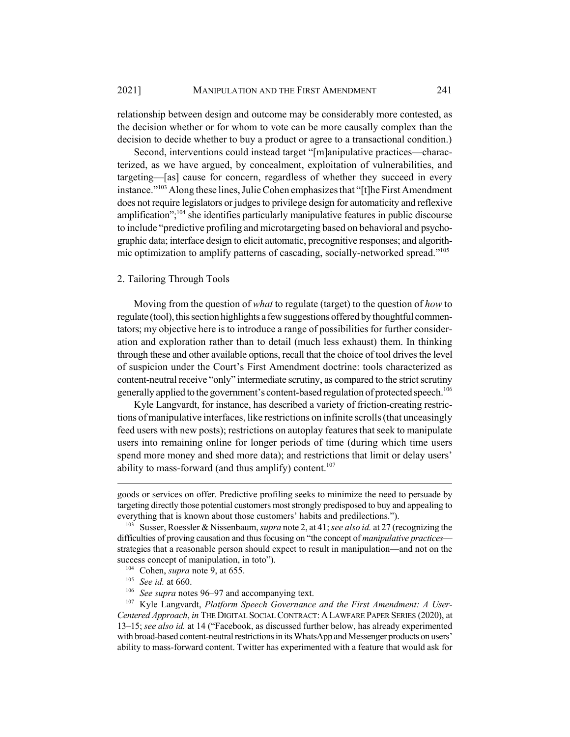relationship between design and outcome may be considerably more contested, as the decision whether or for whom to vote can be more causally complex than the decision to decide whether to buy a product or agree to a transactional condition.)

Second, interventions could instead target "[m]anipulative practices—characterized, as we have argued, by concealment, exploitation of vulnerabilities, and targeting—[as] cause for concern, regardless of whether they succeed in every instance."[103] Along these lines, Julie Cohen emphasizes that "[t]he First Amendment does not require legislators or judges to privilege design for automaticity and reflexive amplification";[104] she identifies particularly manipulative features in public discourse to include "predictive profiling and microtargeting based on behavioral and psychographic data; interface design to elicit automatic, precognitive responses; and algorithmic optimization to amplify patterns of cascading, socially-networked spread."[105]

### 2. Tailoring Through Tools

Moving from the question of *what* to regulate (target) to the question of *how* to regulate (tool), this section highlights a few suggestions offered by thoughtful commentators; my objective here is to introduce a range of possibilities for further consideration and exploration rather than to detail (much less exhaust) them. In thinking through these and other available options, recall that the choice of tool drives the level of suspicion under the Court's First Amendment doctrine: tools characterized as content-neutral receive "only" intermediate scrutiny, as compared to the strict scrutiny generally applied to the government's content-based regulation of protected speech.[106]

Kyle Langvardt, for instance, has described a variety of friction-creating restrictions of manipulative interfaces, like restrictions on infinite scrolls (that unceasingly feed users with new posts); restrictions on autoplay features that seek to manipulate users into remaining online for longer periods of time (during which time users spend more money and shed more data); and restrictions that limit or delay users' ability to mass-forward (and thus amplify) content.[107]

---

goods or services on offer. Predictive profiling seeks to minimize the need to persuade by targeting directly those potential customers most strongly predisposed to buy and appealing to everything that is known about those customers' habits and predilections.").

[103] Susser, Roessler & Nissenbaum, *supra* note 2, at 41; *see also id.* at 27 (recognizing the difficulties of proving causation and thus focusing on "the concept of *manipulative practices*—strategies that a reasonable person should expect to result in manipulation—and not on the success concept of manipulation, in toto").

[104] Cohen, *supra* note 9, at 655.

[105] *See id.* at 660.

[106] *See supra* notes 96–97 and accompanying text.

[107] Kyle Langvardt, *Platform Speech Governance and the First Amendment: A User-Centered Approach*, *in* THE DIGITAL SOCIAL CONTRACT: A LAWFARE PAPER SERIES (2020), at 13–15; *see also id.* at 14 ("Facebook, as discussed further below, has already experimented with broad-based content-neutral restrictions in its WhatsApp and Messenger products on users' ability to mass-forward content. Twitter has experimented with a feature that would ask for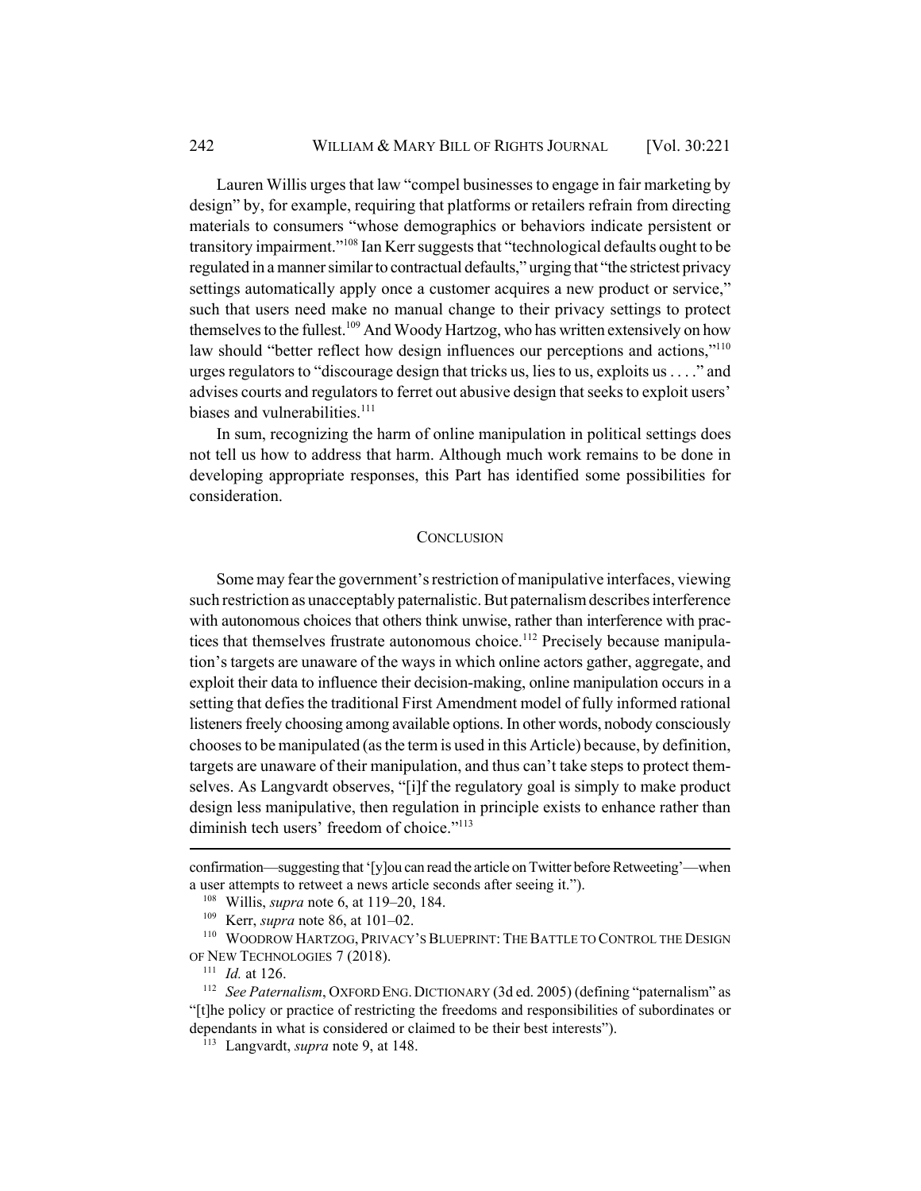Lauren Willis urges that law "compel businesses to engage in fair marketing by design" by, for example, requiring that platforms or retailers refrain from directing materials to consumers "whose demographics or behaviors indicate persistent or transitory impairment."[108] Ian Kerr suggests that "technological defaults ought to be regulated in a manner similar to contractual defaults," urging that "the strictest privacy settings automatically apply once a customer acquires a new product or service," such that users need make no manual change to their privacy settings to protect themselves to the fullest.[109] And Woody Hartzog, who has written extensively on how law should "better reflect how design influences our perceptions and actions,"[110] urges regulators to "discourage design that tricks us, lies to us, exploits us . . . ." and advises courts and regulators to ferret out abusive design that seeks to exploit users' biases and vulnerabilities.[111]

In sum, recognizing the harm of online manipulation in political settings does not tell us how to address that harm. Although much work remains to be done in developing appropriate responses, this Part has identified some possibilities for consideration.

## CONCLUSION

Some may fear the government's restriction of manipulative interfaces, viewing such restriction as unacceptably paternalistic. But paternalism describes interference with autonomous choices that others think unwise, rather than interference with practices that themselves frustrate autonomous choice.[112] Precisely because manipulation's targets are unaware of the ways in which online actors gather, aggregate, and exploit their data to influence their decision-making, online manipulation occurs in a setting that defies the traditional First Amendment model of fully informed rational listeners freely choosing among available options. In other words, nobody consciously chooses to be manipulated (as the term is used in this Article) because, by definition, targets are unaware of their manipulation, and thus can't take steps to protect themselves. As Langvardt observes, "[i]f the regulatory goal is simply to make product design less manipulative, then regulation in principle exists to enhance rather than diminish tech users' freedom of choice."[113]

---

confirmation—suggesting that '[y]ou can read the article on Twitter before Retweeting'—when a user attempts to retweet a news article seconds after seeing it.").

[108] Willis, *supra* note 6, at 119–20, 184.

[109] Kerr, *supra* note 86, at 101–02.

[110] WOODROW HARTZOG, PRIVACY'S BLUEPRINT: THE BATTLE TO CONTROL THE DESIGN OF NEW TECHNOLOGIES 7 (2018).

[111] *Id.* at 126.

[112] *See Paternalism*, OXFORD ENG. DICTIONARY (3d ed. 2005) (defining "paternalism" as "[t]he policy or practice of restricting the freedoms and responsibilities of subordinates or dependants in what is considered or claimed to be their best interests").

[113] Langvardt, *supra* note 9, at 148.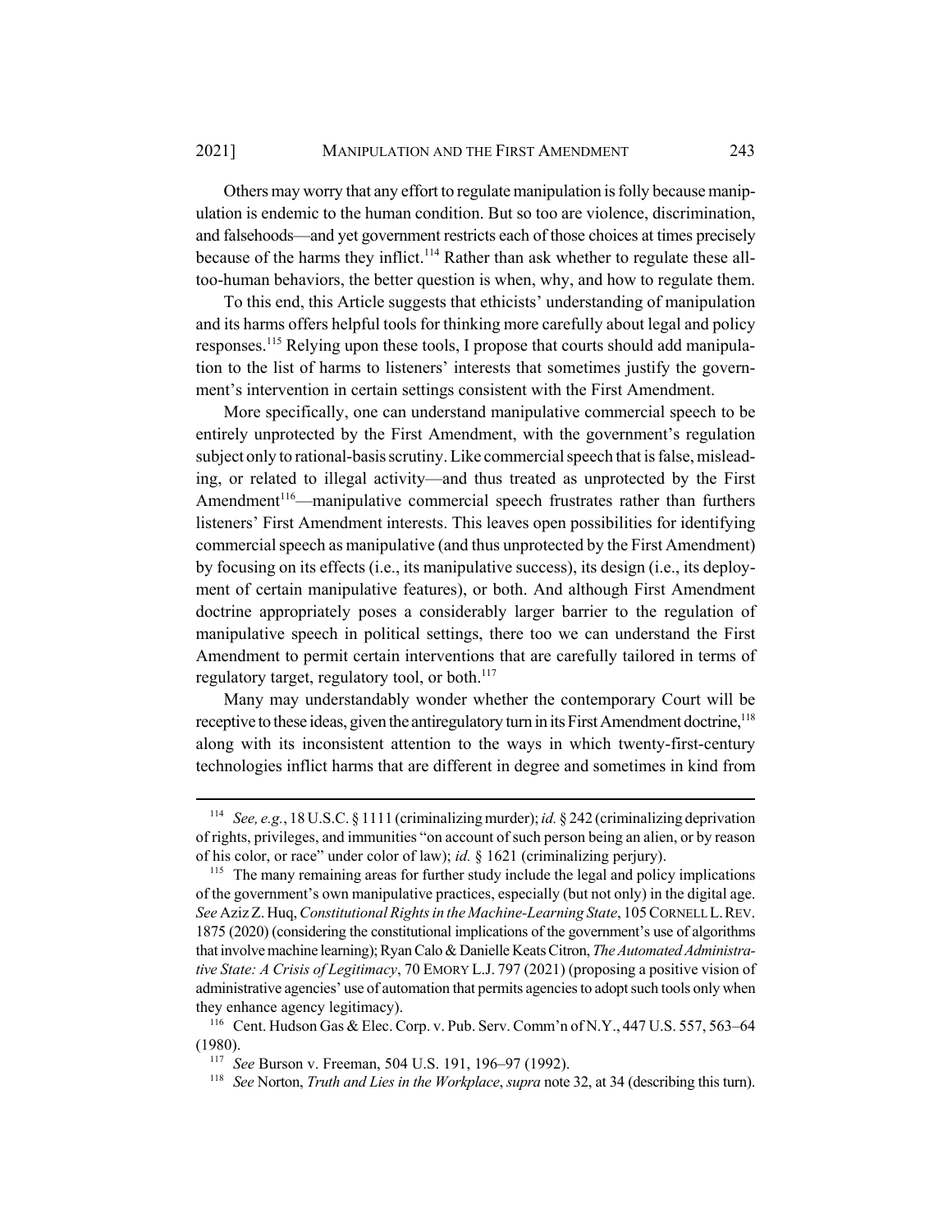Others may worry that any effort to regulate manipulation is folly because manipulation is endemic to the human condition. But so too are violence, discrimination, and falsehoods—and yet government restricts each of those choices at times precisely because of the harms they inflict.[114] Rather than ask whether to regulate these all-too-human behaviors, the better question is when, why, and how to regulate them.

To this end, this Article suggests that ethicists' understanding of manipulation and its harms offers helpful tools for thinking more carefully about legal and policy responses.[115] Relying upon these tools, I propose that courts should add manipulation to the list of harms to listeners' interests that sometimes justify the government's intervention in certain settings consistent with the First Amendment.

More specifically, one can understand manipulative commercial speech to be entirely unprotected by the First Amendment, with the government's regulation subject only to rational-basis scrutiny. Like commercial speech that is false, misleading, or related to illegal activity—and thus treated as unprotected by the First Amendment[116]—manipulative commercial speech frustrates rather than furthers listeners' First Amendment interests. This leaves open possibilities for identifying commercial speech as manipulative (and thus unprotected by the First Amendment) by focusing on its effects (i.e., its manipulative success), its design (i.e., its deployment of certain manipulative features), or both. And although First Amendment doctrine appropriately poses a considerably larger barrier to the regulation of manipulative speech in political settings, there too we can understand the First Amendment to permit certain interventions that are carefully tailored in terms of regulatory target, regulatory tool, or both.[117]

Many may understandably wonder whether the contemporary Court will be receptive to these ideas, given the antiregulatory turn in its First Amendment doctrine,[118] along with its inconsistent attention to the ways in which twenty-first-century technologies inflict harms that are different in degree and sometimes in kind from

---

[114] *See, e.g.*, 18 U.S.C. § 1111 (criminalizing murder); *id.* § 242 (criminalizing deprivation of rights, privileges, and immunities "on account of such person being an alien, or by reason of his color, or race" under color of law); *id.* § 1621 (criminalizing perjury).

[115] The many remaining areas for further study include the legal and policy implications of the government's own manipulative practices, especially (but not only) in the digital age. *See* Aziz Z. Huq, *Constitutional Rights in the Machine-Learning State*, 105 CORNELL L. REV. 1875 (2020) (considering the constitutional implications of the government's use of algorithms that involve machine learning); Ryan Calo & Danielle Keats Citron, *The Automated Administrative State: A Crisis of Legitimacy*, 70 EMORY L.J. 797 (2021) (proposing a positive vision of administrative agencies' use of automation that permits agencies to adopt such tools only when they enhance agency legitimacy).

[116] Cent. Hudson Gas & Elec. Corp. v. Pub. Serv. Comm'n of N.Y., 447 U.S. 557, 563–64 (1980).

[117] *See* Burson v. Freeman, 504 U.S. 191, 196–97 (1992).

[118] *See* Norton, *Truth and Lies in the Workplace*, *supra* note 32, at 34 (describing this turn).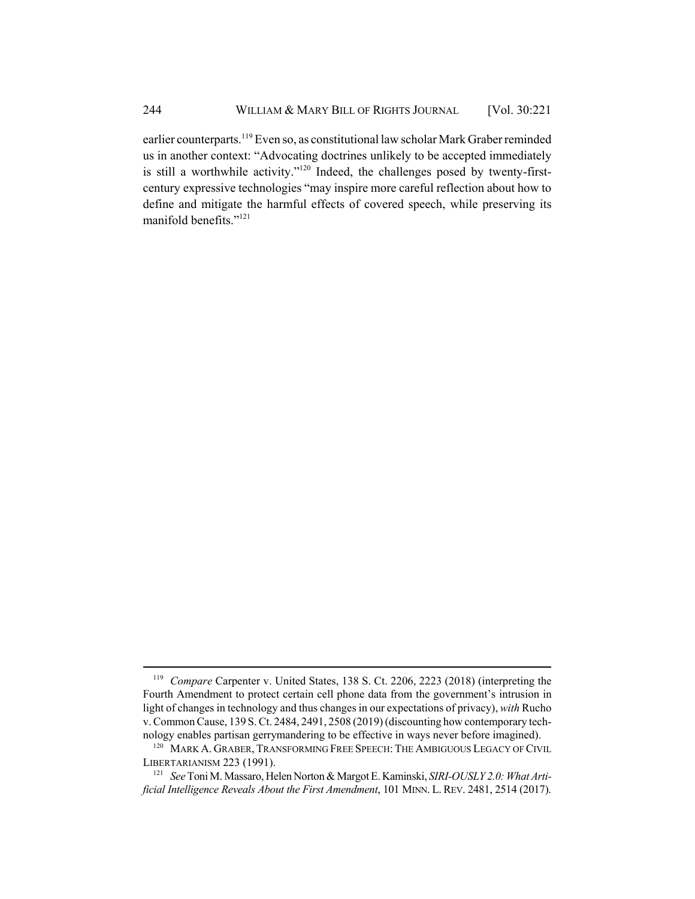earlier counterparts.[119] Even so, as constitutional law scholar Mark Graber reminded us in another context: "Advocating doctrines unlikely to be accepted immediately is still a worthwhile activity."[120] Indeed, the challenges posed by twenty-first-century expressive technologies "may inspire more careful reflection about how to define and mitigate the harmful effects of covered speech, while preserving its manifold benefits."[121]

---

[119] *Compare* Carpenter v. United States, 138 S. Ct. 2206, 2223 (2018) (interpreting the Fourth Amendment to protect certain cell phone data from the government's intrusion in light of changes in technology and thus changes in our expectations of privacy), *with* Rucho v. Common Cause, 139 S. Ct. 2484, 2491, 2508 (2019) (discounting how contemporary technology enables partisan gerrymandering to be effective in ways never before imagined).

[120] MARK A. GRABER, TRANSFORMING FREE SPEECH: THE AMBIGUOUS LEGACY OF CIVIL LIBERTARIANISM 223 (1991).

[121] *See* Toni M. Massaro, Helen Norton & Margot E. Kaminski, *SIRI-OUSLY 2.0: What Artificial Intelligence Reveals About the First Amendment*, 101 MINN. L. REV. 2481, 2514 (2017).